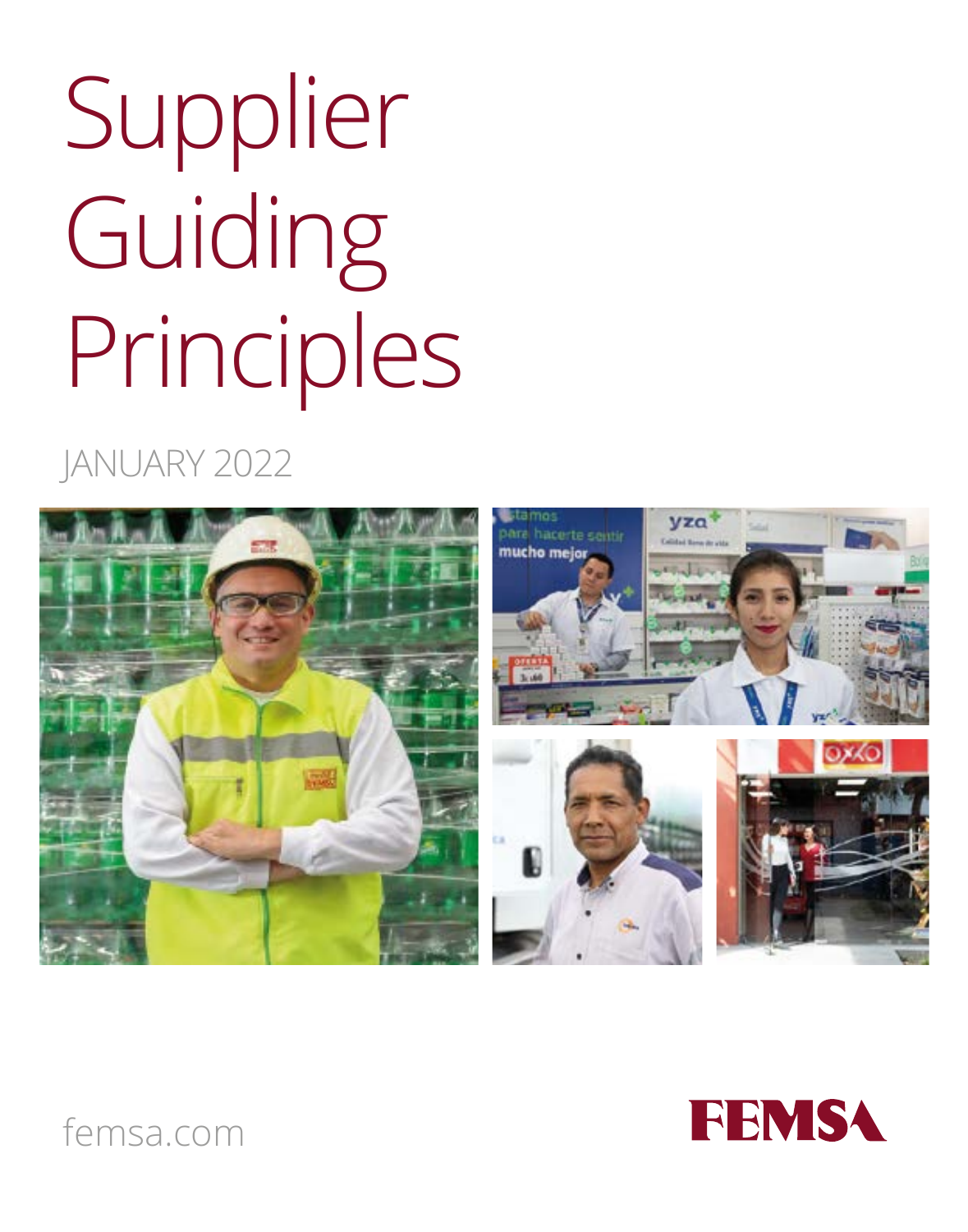# Supplier Guiding Principles

JANUARY 2022

femsa.com

FEMSA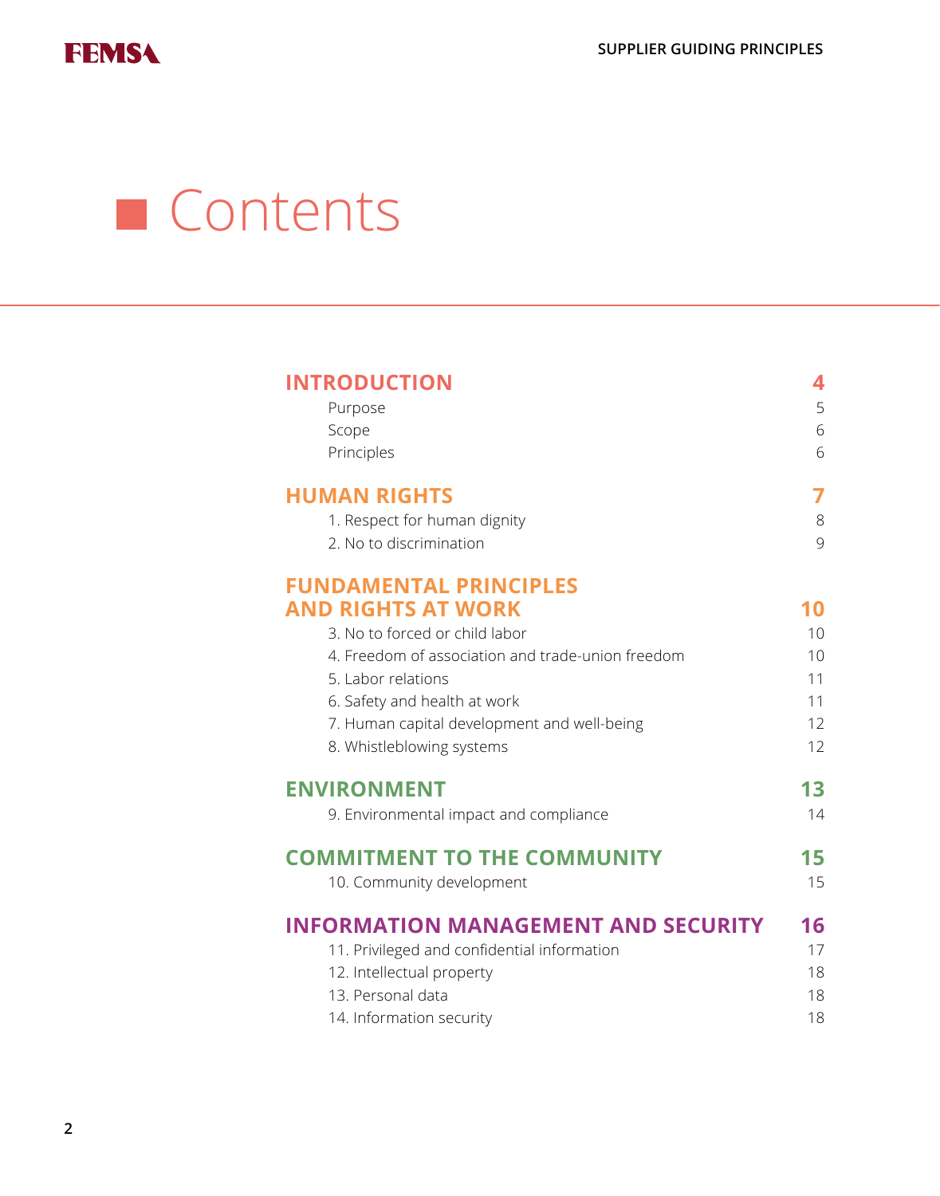# Contents

| | |
|---|---|
| **INTRODUCTION** | **4** |
| Purpose | 5 |
| Scope | 6 |
| Principles | 6 |
| **HUMAN RIGHTS** | **7** |
| 1. Respect for human dignity | 8 |
| 2. No to discrimination | 9 |
| **FUNDAMENTAL PRINCIPLES AND RIGHTS AT WORK** | **10** |
| 3. No to forced or child labor | 10 |
| 4. Freedom of association and trade-union freedom | 10 |
| 5. Labor relations | 11 |
| 6. Safety and health at work | 11 |
| 7. Human capital development and well-being | 12 |
| 8. Whistleblowing systems | 12 |
| **ENVIRONMENT** | **13** |
| 9. Environmental impact and compliance | 14 |
| **COMMITMENT TO THE COMMUNITY** | **15** |
| 10. Community development | 15 |
| **INFORMATION MANAGEMENT AND SECURITY** | **16** |
| 11. Privileged and confidential information | 17 |
| 12. Intellectual property | 18 |
| 13. Personal data | 18 |
| 14. Information security | 18 |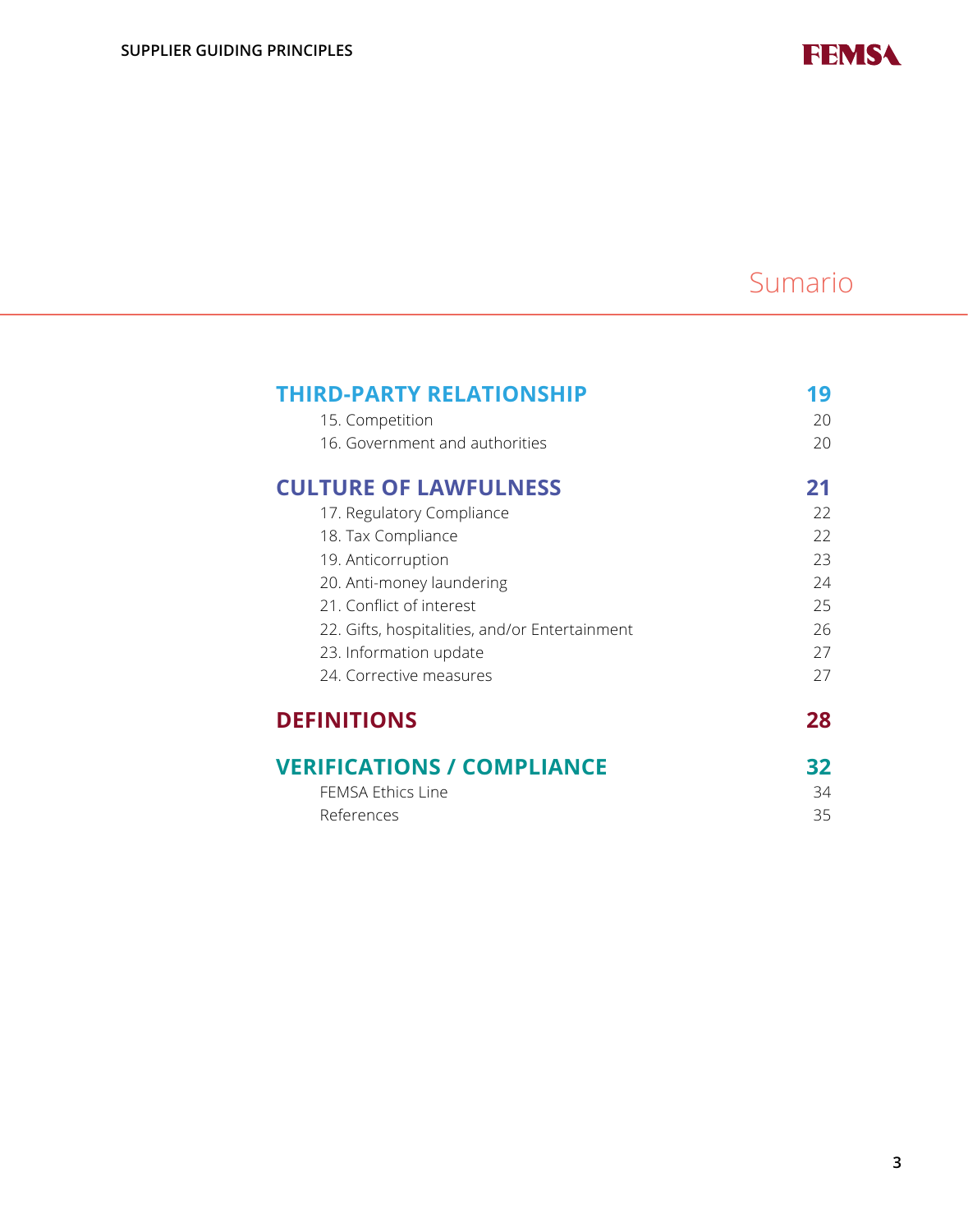# Sumario

| | |
|---|---|
| **THIRD-PARTY RELATIONSHIP** | **19** |
| 15. Competition | 20 |
| 16. Government and authorities | 20 |
| **CULTURE OF LAWFULNESS** | **21** |
| 17. Regulatory Compliance | 22 |
| 18. Tax Compliance | 22 |
| 19. Anticorruption | 23 |
| 20. Anti-money laundering | 24 |
| 21. Conflict of interest | 25 |
| 22. Gifts, hospitalities, and/or Entertainment | 26 |
| 23. Information update | 27 |
| 24. Corrective measures | 27 |
| **DEFINITIONS** | **28** |
| **VERIFICATIONS / COMPLIANCE** | **32** |
| FEMSA Ethics Line | 34 |
| References | 35 |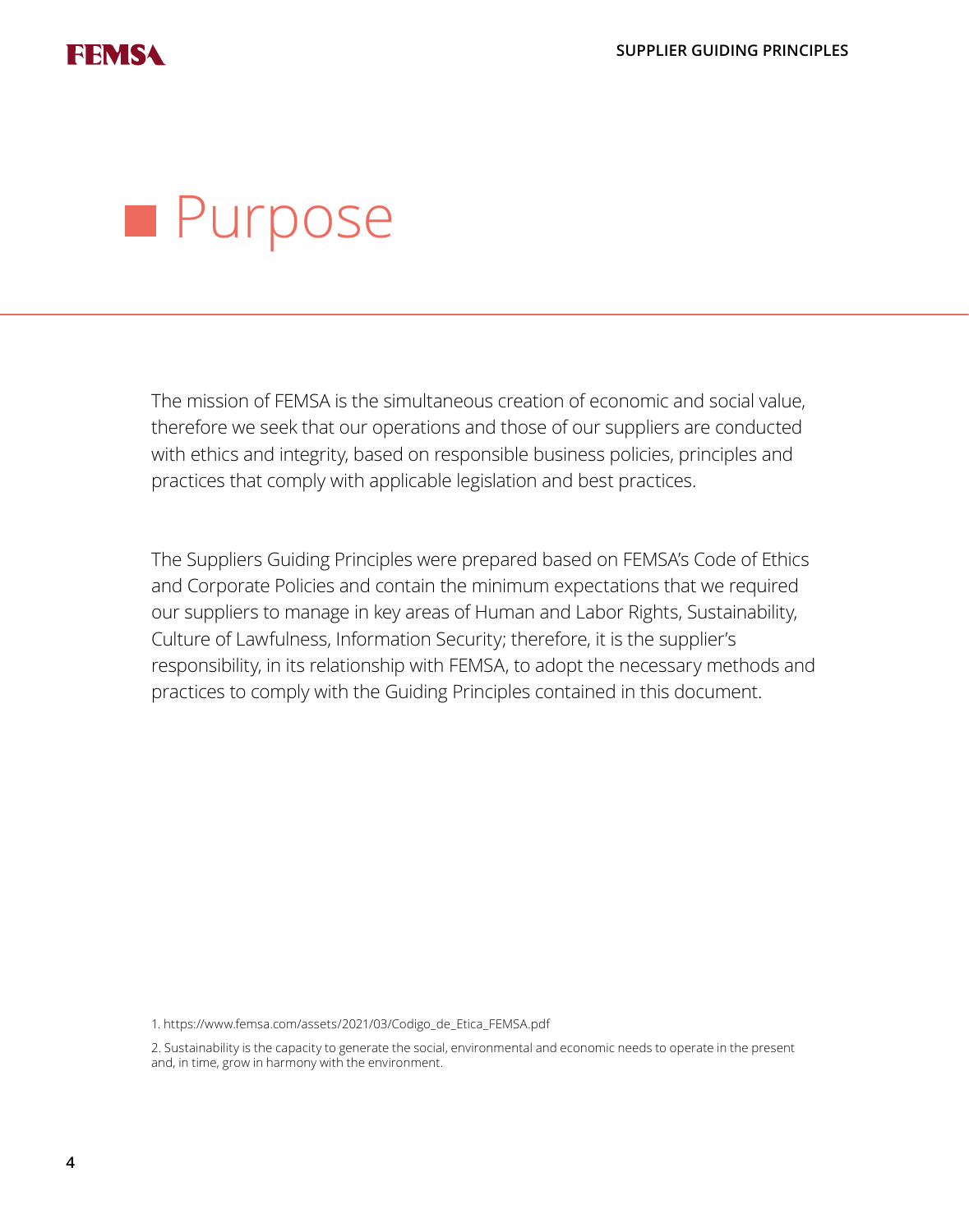# Purpose

The mission of FEMSA is the simultaneous creation of economic and social value, therefore we seek that our operations and those of our suppliers are conducted with ethics and integrity, based on responsible business policies, principles and practices that comply with applicable legislation and best practices.

The Suppliers Guiding Principles were prepared based on FEMSA's Code of Ethics and Corporate Policies and contain the minimum expectations that we required our suppliers to manage in key areas of Human and Labor Rights, Sustainability, Culture of Lawfulness, Information Security; therefore, it is the supplier's responsibility, in its relationship with FEMSA, to adopt the necessary methods and practices to comply with the Guiding Principles contained in this document.

1. https://www.femsa.com/assets/2021/03/Codigo_de_Etica_FEMSA.pdf

2. Sustainability is the capacity to generate the social, environmental and economic needs to operate in the present and, in time, grow in harmony with the environment.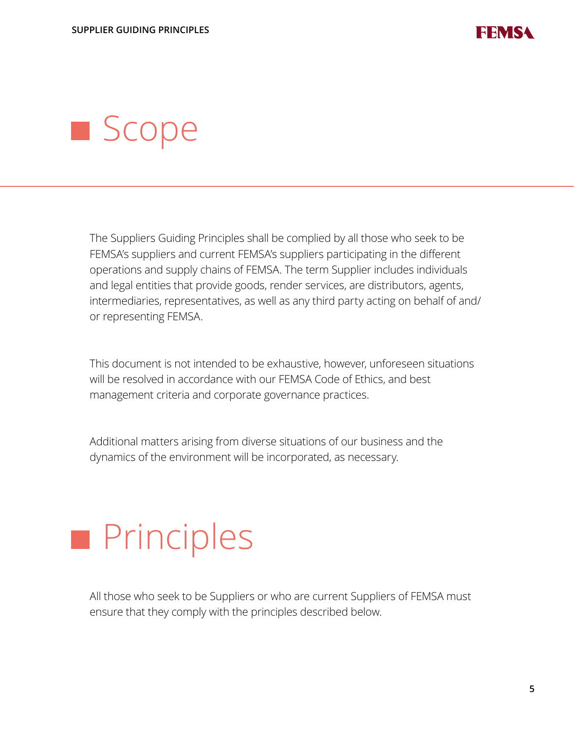# Scope

The Suppliers Guiding Principles shall be complied by all those who seek to be FEMSA's suppliers and current FEMSA's suppliers participating in the different operations and supply chains of FEMSA. The term Supplier includes individuals and legal entities that provide goods, render services, are distributors, agents, intermediaries, representatives, as well as any third party acting on behalf of and/ or representing FEMSA.

This document is not intended to be exhaustive, however, unforeseen situations will be resolved in accordance with our FEMSA Code of Ethics, and best management criteria and corporate governance practices.

Additional matters arising from diverse situations of our business and the dynamics of the environment will be incorporated, as necessary.

# Principles

All those who seek to be Suppliers or who are current Suppliers of FEMSA must ensure that they comply with the principles described below.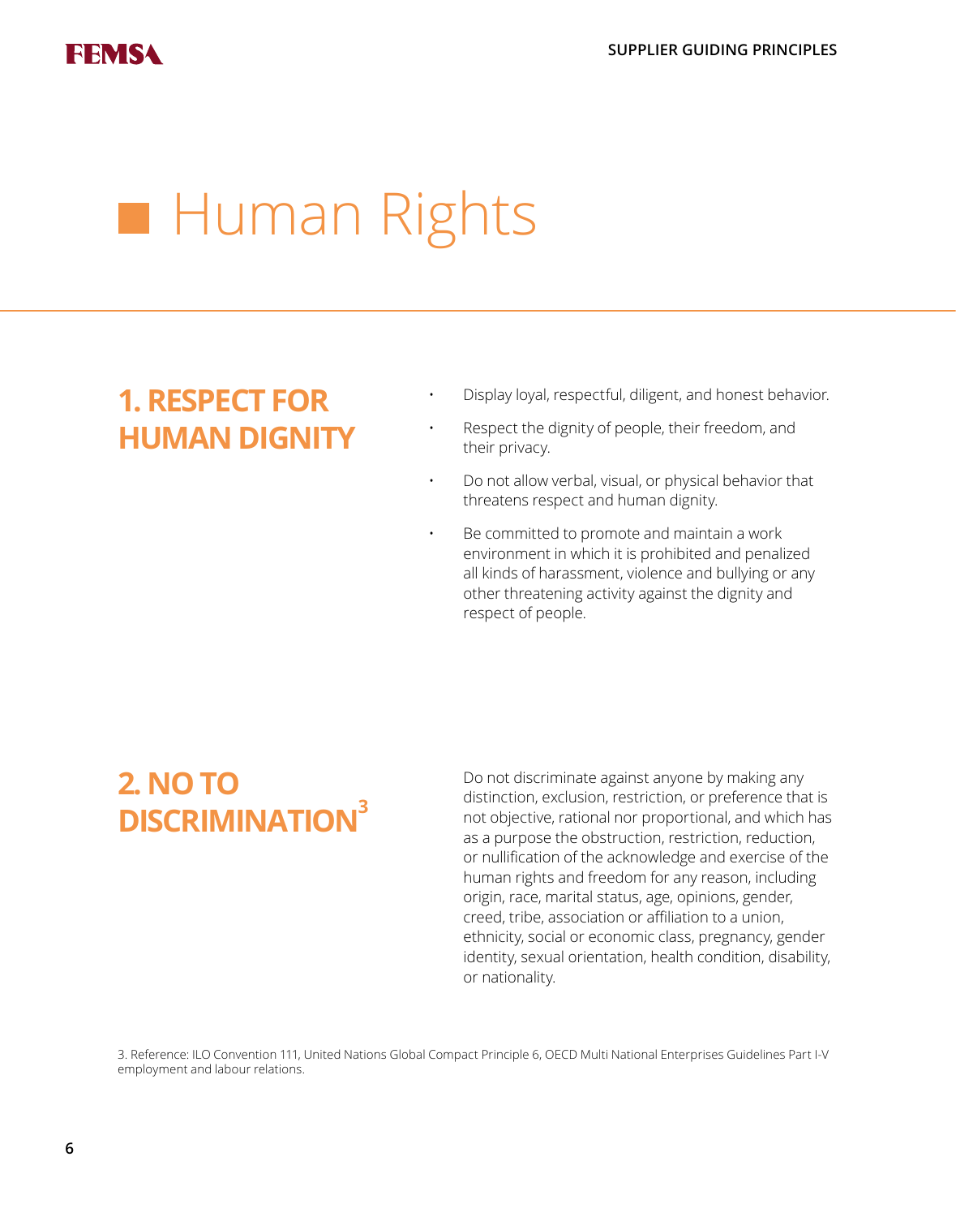# Human Rights

## 1. RESPECT FOR HUMAN DIGNITY

- Display loyal, respectful, diligent, and honest behavior.
- Respect the dignity of people, their freedom, and their privacy.
- Do not allow verbal, visual, or physical behavior that threatens respect and human dignity.
- Be committed to promote and maintain a work environment in which it is prohibited and penalized all kinds of harassment, violence and bullying or any other threatening activity against the dignity and respect of people.

## 2. NO TO DISCRIMINATION[3]

Do not discriminate against anyone by making any distinction, exclusion, restriction, or preference that is not objective, rational nor proportional, and which has as a purpose the obstruction, restriction, reduction, or nullification of the acknowledge and exercise of the human rights and freedom for any reason, including origin, race, marital status, age, opinions, gender, creed, tribe, association or affiliation to a union, ethnicity, social or economic class, pregnancy, gender identity, sexual orientation, health condition, disability, or nationality.

3. Reference: ILO Convention 111, United Nations Global Compact Principle 6, OECD Multi National Enterprises Guidelines Part I-V employment and labour relations.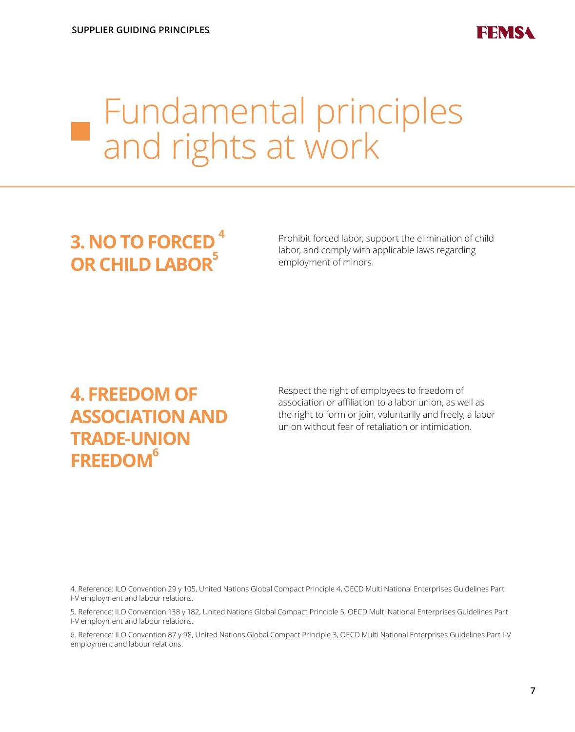# Fundamental principles and rights at work

## 3. NO TO FORCED [4] OR CHILD LABOR[5]

Prohibit forced labor, support the elimination of child labor, and comply with applicable laws regarding employment of minors.

## 4. FREEDOM OF ASSOCIATION AND TRADE-UNION FREEDOM[6]

Respect the right of employees to freedom of association or affiliation to a labor union, as well as the right to form or join, voluntarily and freely, a labor union without fear of retaliation or intimidation.

4. Reference: ILO Convention 29 y 105, United Nations Global Compact Principle 4, OECD Multi National Enterprises Guidelines Part I-V employment and labour relations.

5. Reference: ILO Convention 138 y 182, United Nations Global Compact Principle 5, OECD Multi National Enterprises Guidelines Part I-V employment and labour relations.

6. Reference: ILO Convention 87 y 98, United Nations Global Compact Principle 3, OECD Multi National Enterprises Guidelines Part I-V employment and labour relations.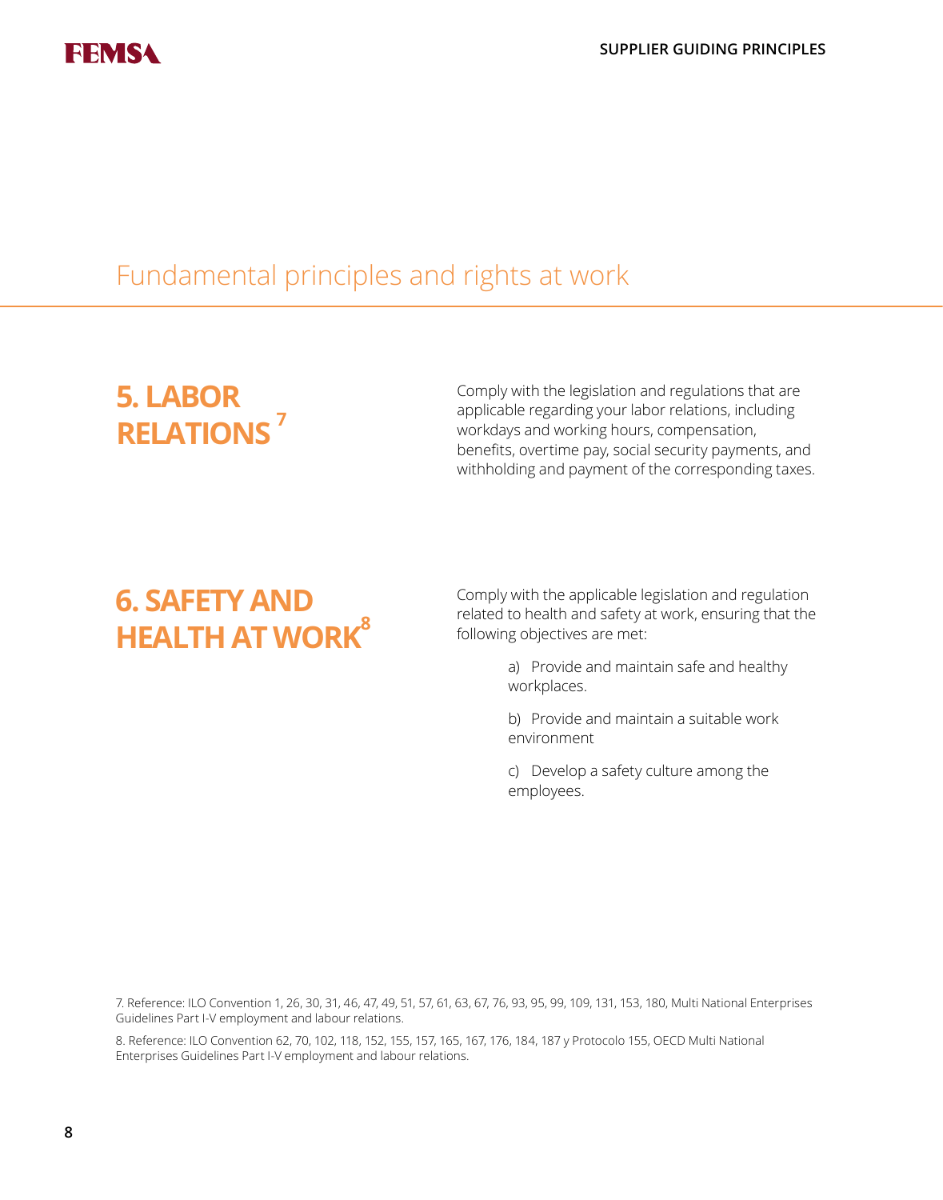## Fundamental principles and rights at work

### 5. LABOR RELATIONS [7]

Comply with the legislation and regulations that are applicable regarding your labor relations, including workdays and working hours, compensation, benefits, overtime pay, social security payments, and withholding and payment of the corresponding taxes.

### 6. SAFETY AND HEALTH AT WORK [8]

Comply with the applicable legislation and regulation related to health and safety at work, ensuring that the following objectives are met:

a) Provide and maintain safe and healthy workplaces.

b) Provide and maintain a suitable work environment

c) Develop a safety culture among the employees.

7. Reference: ILO Convention 1, 26, 30, 31, 46, 47, 49, 51, 57, 61, 63, 67, 76, 93, 95, 99, 109, 131, 153, 180, Multi National Enterprises Guidelines Part I-V employment and labour relations.

8. Reference: ILO Convention 62, 70, 102, 118, 152, 155, 157, 165, 167, 176, 184, 187 y Protocolo 155, OECD Multi National Enterprises Guidelines Part I-V employment and labour relations.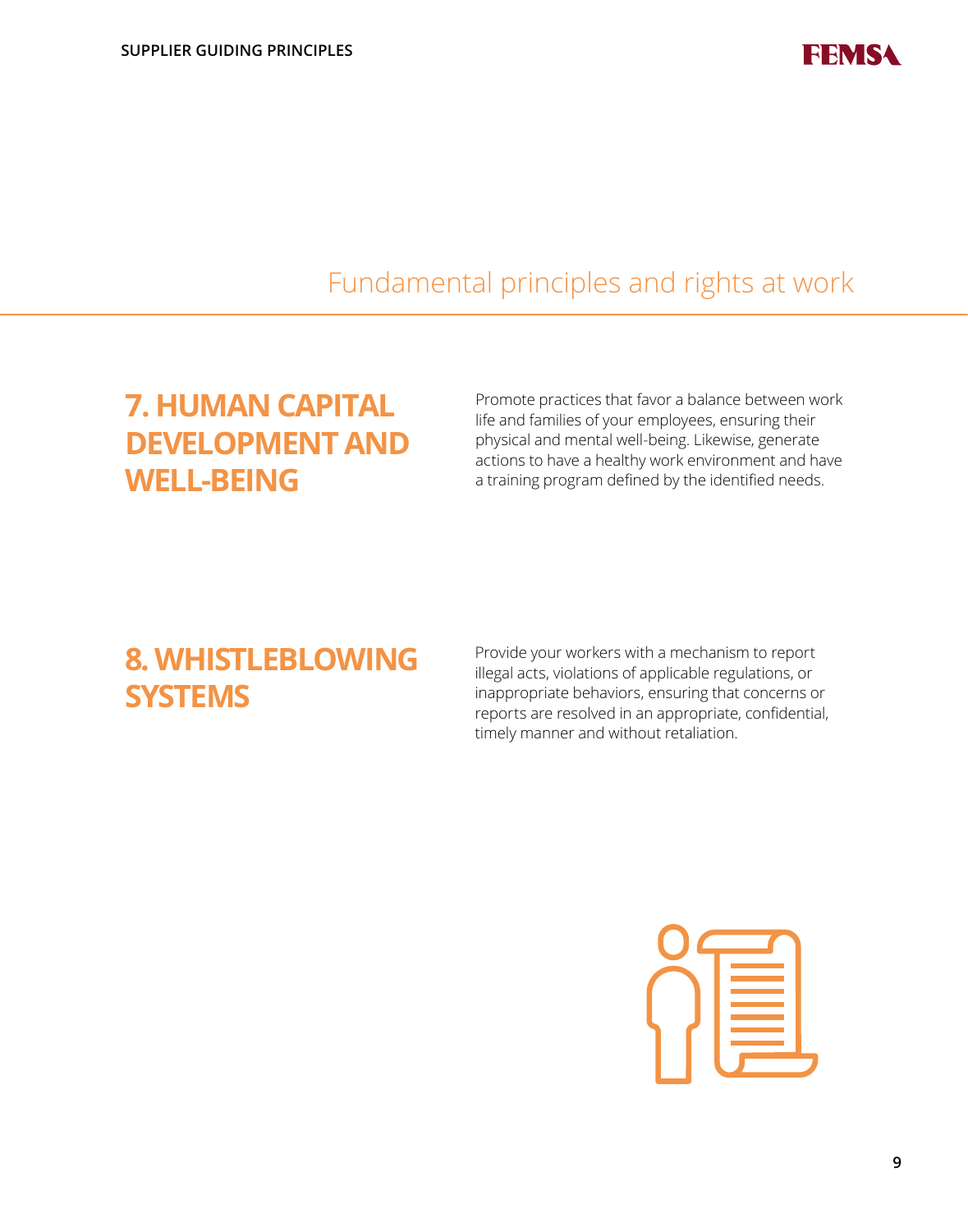## Fundamental principles and rights at work

### 7. HUMAN CAPITAL DEVELOPMENT AND WELL-BEING

Promote practices that favor a balance between work life and families of your employees, ensuring their physical and mental well-being. Likewise, generate actions to have a healthy work environment and have a training program defined by the identified needs.

### 8. WHISTLEBLOWING SYSTEMS

Provide your workers with a mechanism to report illegal acts, violations of applicable regulations, or inappropriate behaviors, ensuring that concerns or reports are resolved in an appropriate, confidential, timely manner and without retaliation.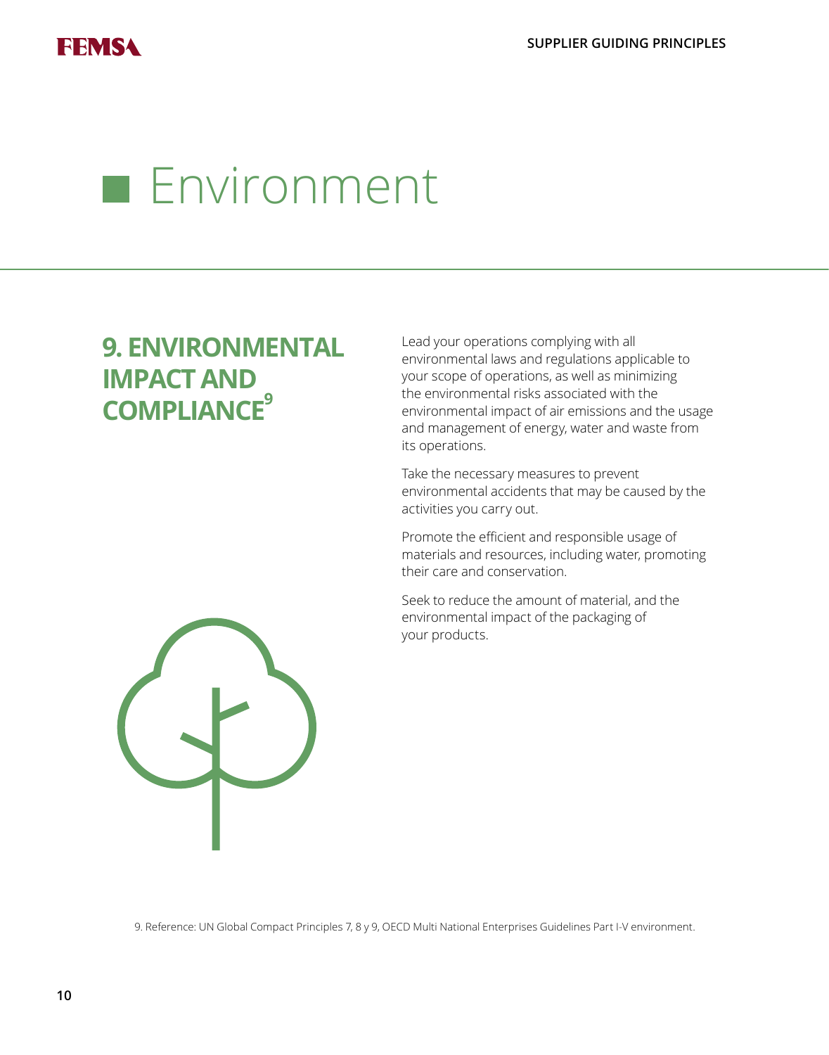# Environment

## 9. ENVIRONMENTAL IMPACT AND COMPLIANCE[9]

Lead your operations complying with all environmental laws and regulations applicable to your scope of operations, as well as minimizing the environmental risks associated with the environmental impact of air emissions and the usage and management of energy, water and waste from its operations.

Take the necessary measures to prevent environmental accidents that may be caused by the activities you carry out.

Promote the efficient and responsible usage of materials and resources, including water, promoting their care and conservation.

Seek to reduce the amount of material, and the environmental impact of the packaging of your products.

9. Reference: UN Global Compact Principles 7, 8 y 9, OECD Multi National Enterprises Guidelines Part I-V environment.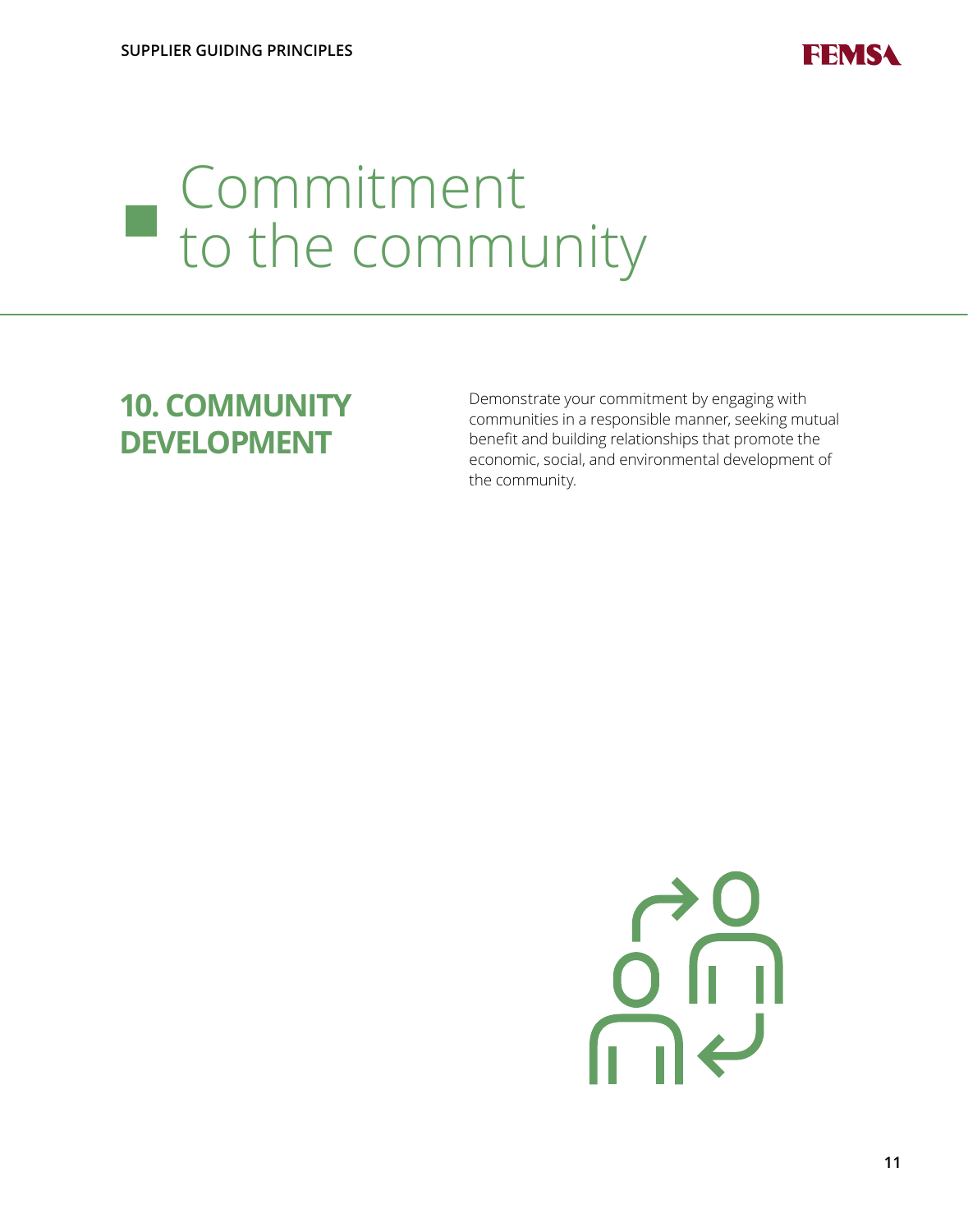# Commitment to the community

## 10. COMMUNITY DEVELOPMENT

Demonstrate your commitment by engaging with communities in a responsible manner, seeking mutual benefit and building relationships that promote the economic, social, and environmental development of the community.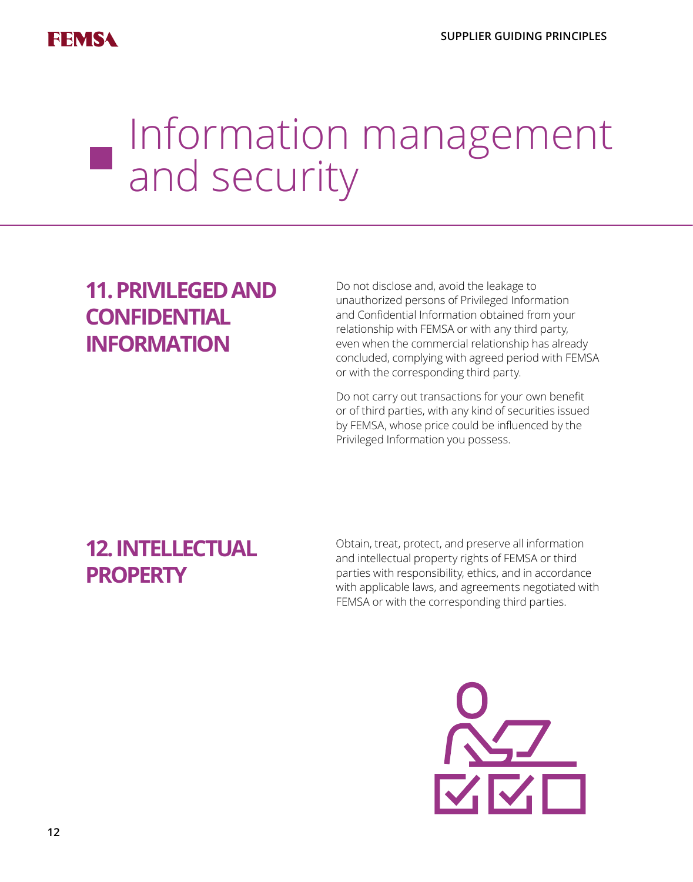# Information management and security

## 11. PRIVILEGED AND CONFIDENTIAL INFORMATION

Do not disclose and, avoid the leakage to unauthorized persons of Privileged Information and Confidential Information obtained from your relationship with FEMSA or with any third party, even when the commercial relationship has already concluded, complying with agreed period with FEMSA or with the corresponding third party.

Do not carry out transactions for your own benefit or of third parties, with any kind of securities issued by FEMSA, whose price could be influenced by the Privileged Information you possess.

## 12. INTELLECTUAL PROPERTY

Obtain, treat, protect, and preserve all information and intellectual property rights of FEMSA or third parties with responsibility, ethics, and in accordance with applicable laws, and agreements negotiated with FEMSA or with the corresponding third parties.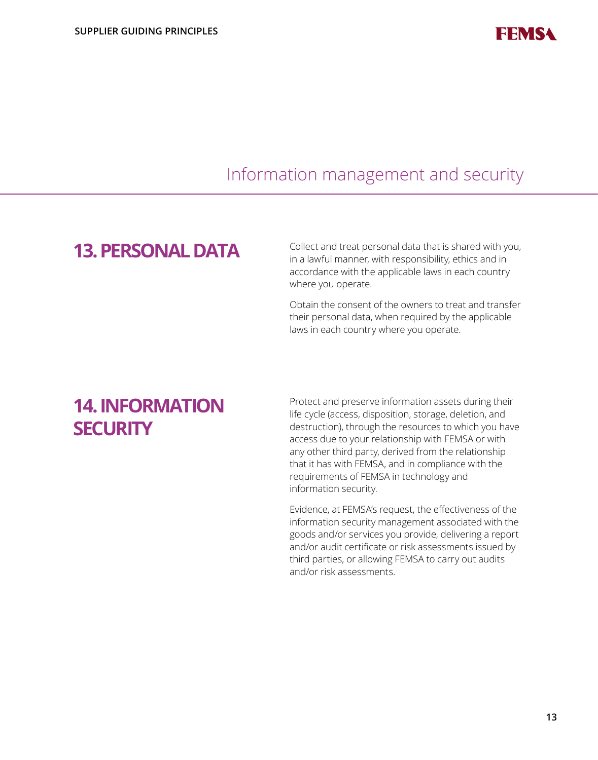## Information management and security

### 13. PERSONAL DATA

Collect and treat personal data that is shared with you, in a lawful manner, with responsibility, ethics and in accordance with the applicable laws in each country where you operate.

Obtain the consent of the owners to treat and transfer their personal data, when required by the applicable laws in each country where you operate.

### 14. INFORMATION SECURITY

Protect and preserve information assets during their life cycle (access, disposition, storage, deletion, and destruction), through the resources to which you have access due to your relationship with FEMSA or with any other third party, derived from the relationship that it has with FEMSA, and in compliance with the requirements of FEMSA in technology and information security.

Evidence, at FEMSA's request, the effectiveness of the information security management associated with the goods and/or services you provide, delivering a report and/or audit certificate or risk assessments issued by third parties, or allowing FEMSA to carry out audits and/or risk assessments.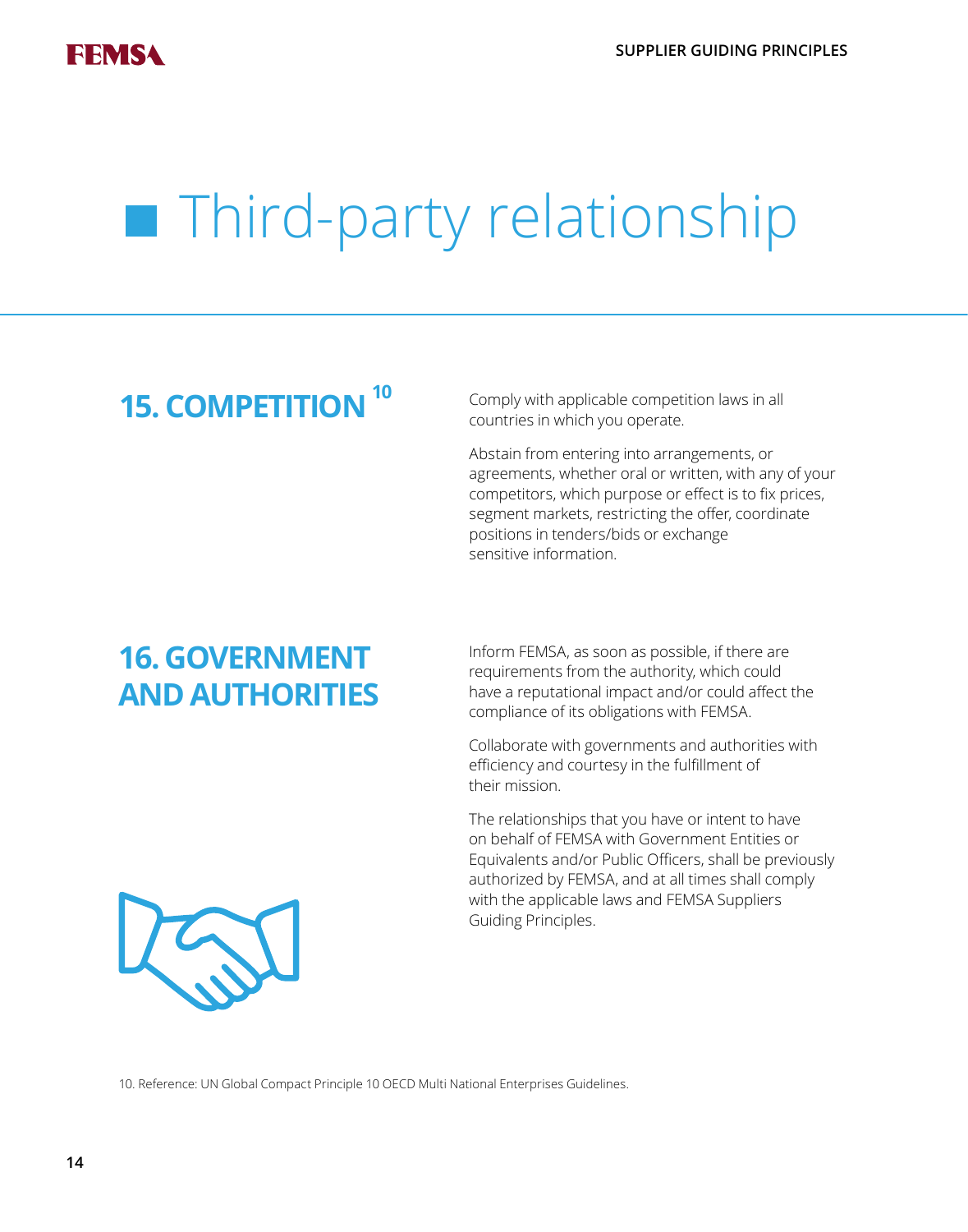# Third-party relationship

## 15. COMPETITION [10]

Comply with applicable competition laws in all countries in which you operate.

Abstain from entering into arrangements, or agreements, whether oral or written, with any of your competitors, which purpose or effect is to fix prices, segment markets, restricting the offer, coordinate positions in tenders/bids or exchange sensitive information.

## 16. GOVERNMENT AND AUTHORITIES

Inform FEMSA, as soon as possible, if there are requirements from the authority, which could have a reputational impact and/or could affect the compliance of its obligations with FEMSA.

Collaborate with governments and authorities with efficiency and courtesy in the fulfillment of their mission.

The relationships that you have or intent to have on behalf of FEMSA with Government Entities or Equivalents and/or Public Officers, shall be previously authorized by FEMSA, and at all times shall comply with the applicable laws and FEMSA Suppliers Guiding Principles.

10. Reference: UN Global Compact Principle 10 OECD Multi National Enterprises Guidelines.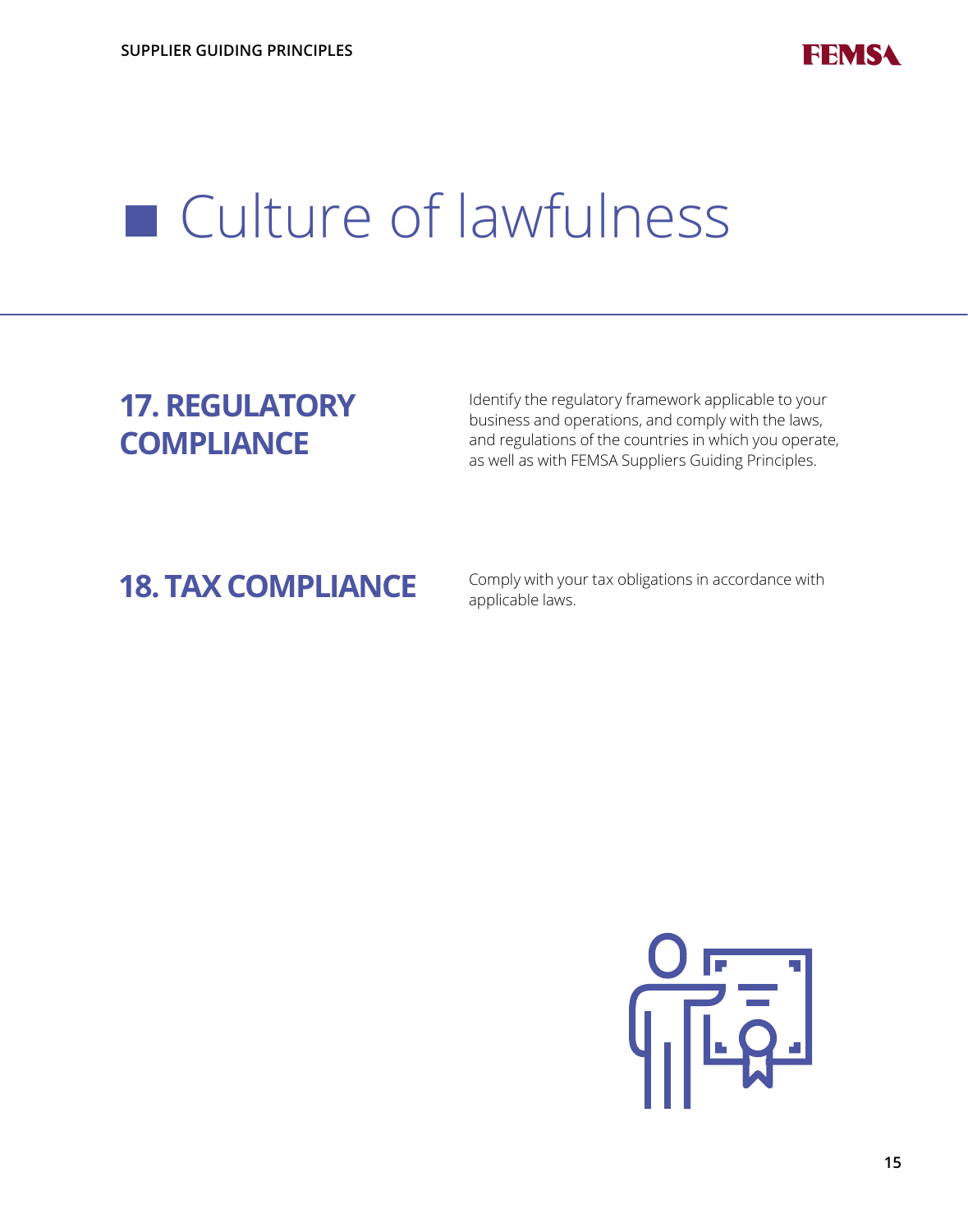# Culture of lawfulness

## 17. REGULATORY COMPLIANCE

Identify the regulatory framework applicable to your business and operations, and comply with the laws, and regulations of the countries in which you operate, as well as with FEMSA Suppliers Guiding Principles.

## 18. TAX COMPLIANCE

Comply with your tax obligations in accordance with applicable laws.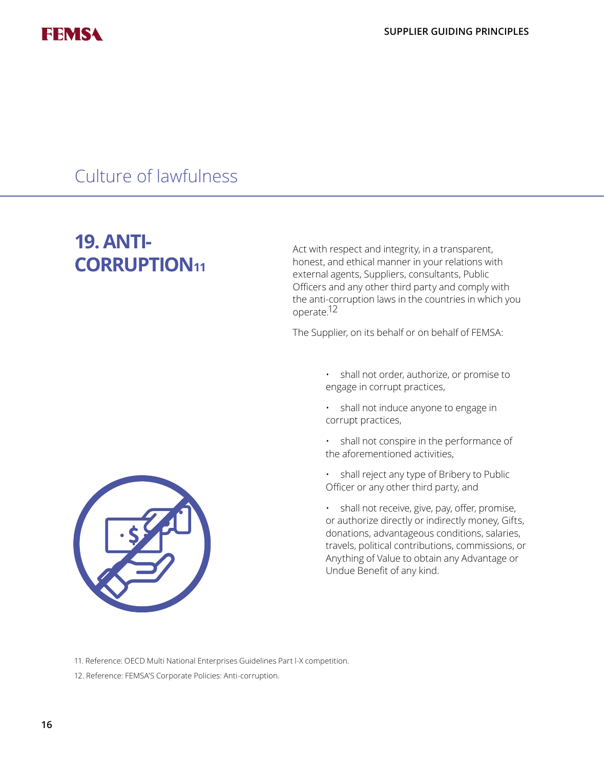## Culture of lawfulness

### 19. ANTI-CORRUPTION[11]

Act with respect and integrity, in a transparent, honest, and ethical manner in your relations with external agents, Suppliers, consultants, Public Officers and any other third party and comply with the anti-corruption laws in the countries in which you operate.[12]

The Supplier, on its behalf or on behalf of FEMSA:

- shall not order, authorize, or promise to engage in corrupt practices,
- shall not induce anyone to engage in corrupt practices,
- shall not conspire in the performance of the aforementioned activities,
- shall reject any type of Bribery to Public Officer or any other third party, and
- shall not receive, give, pay, offer, promise, or authorize directly or indirectly money, Gifts, donations, advantageous conditions, salaries, travels, political contributions, commissions, or Anything of Value to obtain any Advantage or Undue Benefit of any kind.

11. Reference: OECD Multi National Enterprises Guidelines Part I-X competition.

12. Reference: FEMSA'S Corporate Policies: Anti-corruption.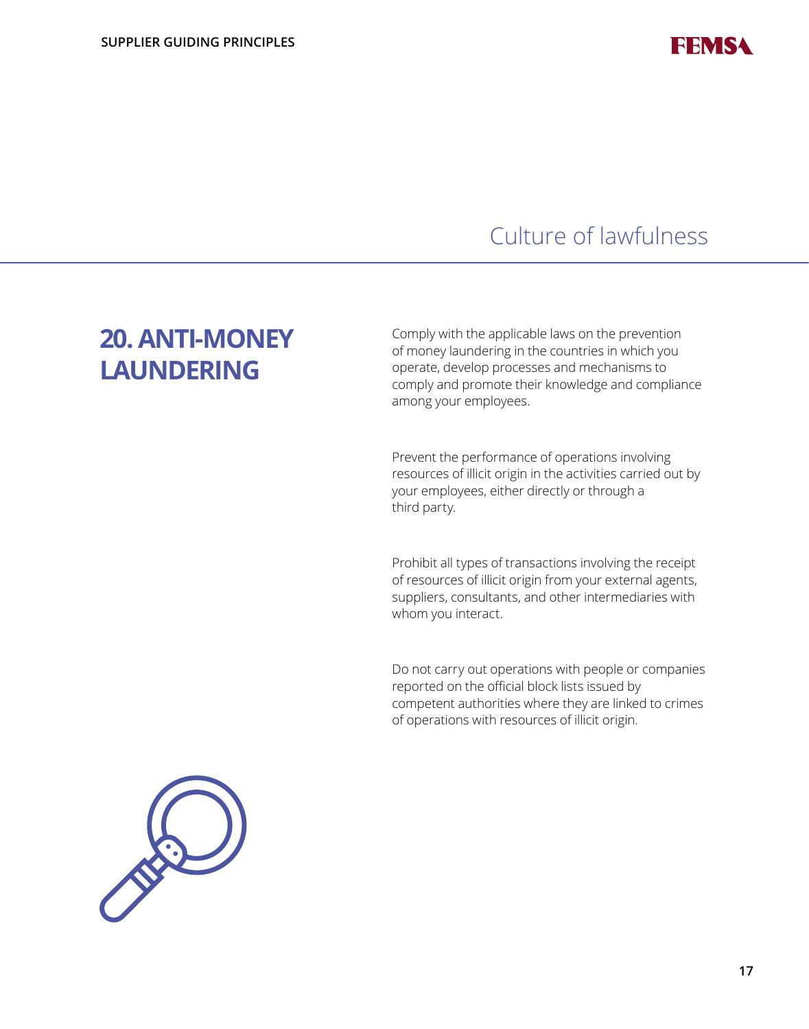## Culture of lawfulness

# 20. ANTI-MONEY LAUNDERING

Comply with the applicable laws on the prevention of money laundering in the countries in which you operate, develop processes and mechanisms to comply and promote their knowledge and compliance among your employees.

Prevent the performance of operations involving resources of illicit origin in the activities carried out by your employees, either directly or through a third party.

Prohibit all types of transactions involving the receipt of resources of illicit origin from your external agents, suppliers, consultants, and other intermediaries with whom you interact.

Do not carry out operations with people or companies reported on the official block lists issued by competent authorities where they are linked to crimes of operations with resources of illicit origin.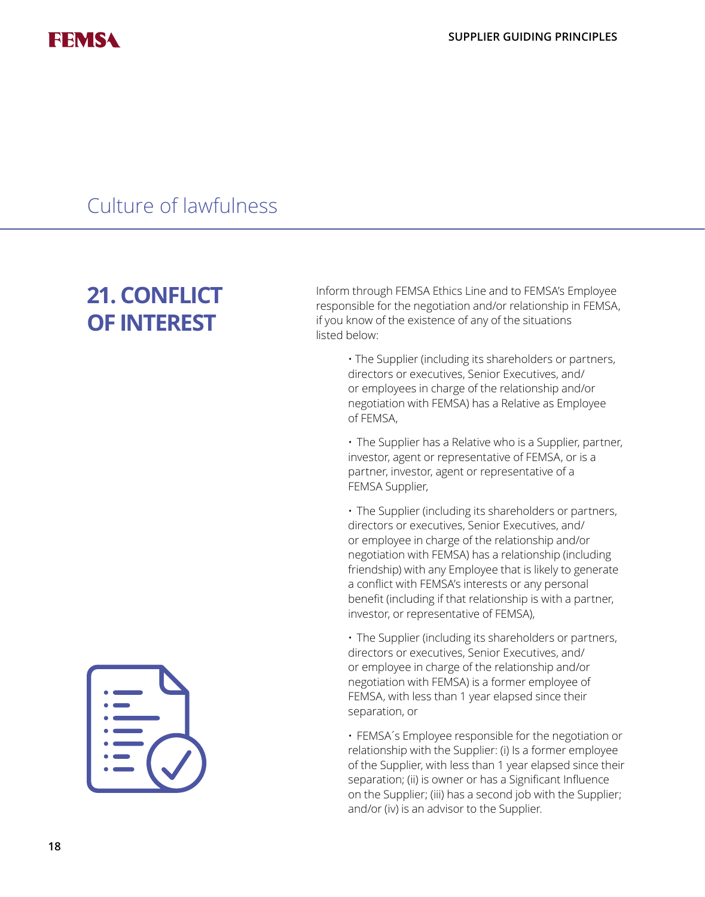## Culture of lawfulness

### 21. CONFLICT OF INTEREST

Inform through FEMSA Ethics Line and to FEMSA's Employee responsible for the negotiation and/or relationship in FEMSA, if you know of the existence of any of the situations listed below:

- The Supplier (including its shareholders or partners, directors or executives, Senior Executives, and/or employees in charge of the relationship and/or negotiation with FEMSA) has a Relative as Employee of FEMSA,
- The Supplier has a Relative who is a Supplier, partner, investor, agent or representative of FEMSA, or is a partner, investor, agent or representative of a FEMSA Supplier,
- The Supplier (including its shareholders or partners, directors or executives, Senior Executives, and/or employee in charge of the relationship and/or negotiation with FEMSA) has a relationship (including friendship) with any Employee that is likely to generate a conflict with FEMSA's interests or any personal benefit (including if that relationship is with a partner, investor, or representative of FEMSA),
- The Supplier (including its shareholders or partners, directors or executives, Senior Executives, and/or employee in charge of the relationship and/or negotiation with FEMSA) is a former employee of FEMSA, with less than 1 year elapsed since their separation, or
- FEMSA´s Employee responsible for the negotiation or relationship with the Supplier: (i) Is a former employee of the Supplier, with less than 1 year elapsed since their separation; (ii) is owner or has a Significant Influence on the Supplier; (iii) has a second job with the Supplier; and/or (iv) is an advisor to the Supplier.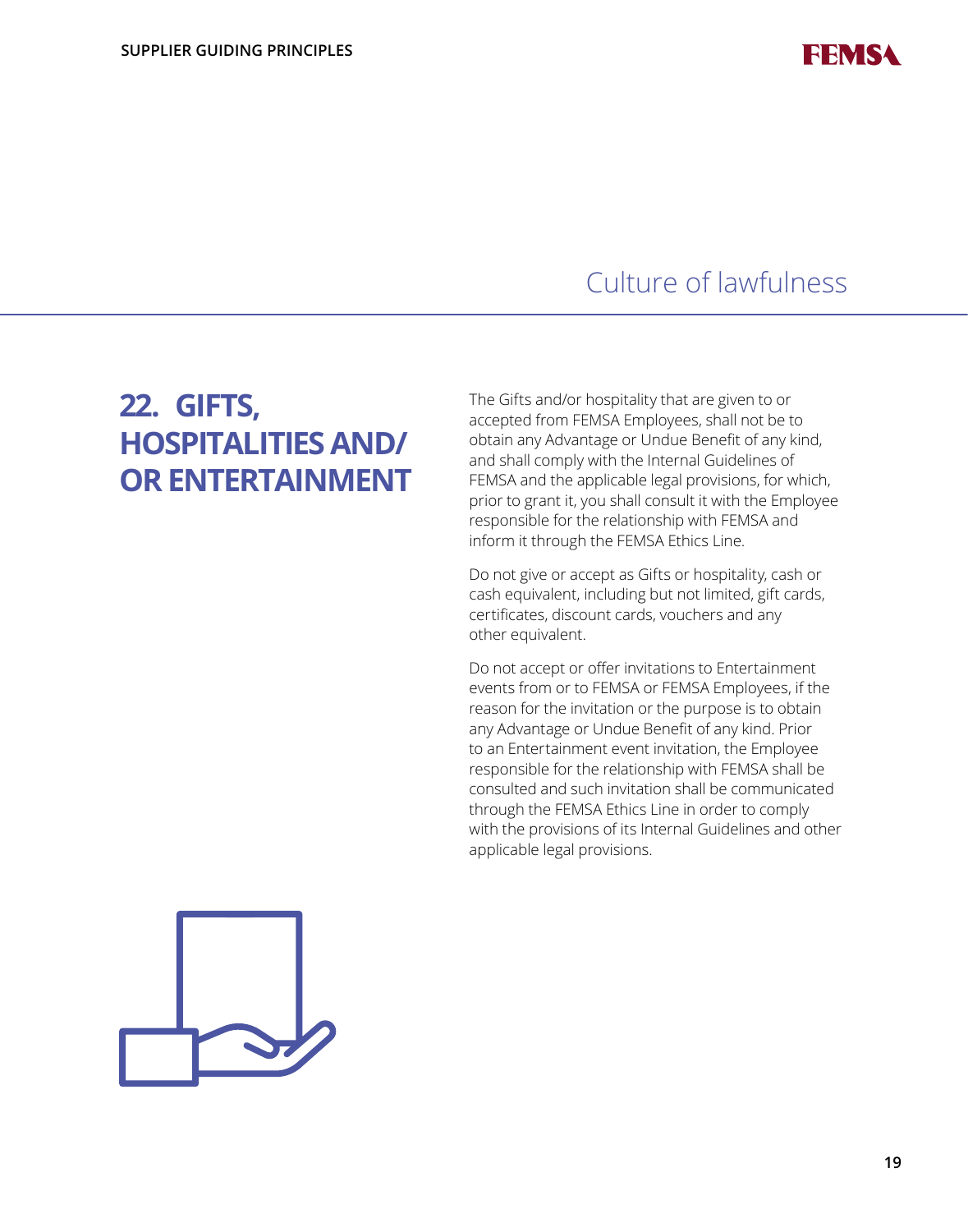## Culture of lawfulness

### 22. GIFTS, HOSPITALITIES AND/ OR ENTERTAINMENT

The Gifts and/or hospitality that are given to or accepted from FEMSA Employees, shall not be to obtain any Advantage or Undue Benefit of any kind, and shall comply with the Internal Guidelines of FEMSA and the applicable legal provisions, for which, prior to grant it, you shall consult it with the Employee responsible for the relationship with FEMSA and inform it through the FEMSA Ethics Line.

Do not give or accept as Gifts or hospitality, cash or cash equivalent, including but not limited, gift cards, certificates, discount cards, vouchers and any other equivalent.

Do not accept or offer invitations to Entertainment events from or to FEMSA or FEMSA Employees, if the reason for the invitation or the purpose is to obtain any Advantage or Undue Benefit of any kind. Prior to an Entertainment event invitation, the Employee responsible for the relationship with FEMSA shall be consulted and such invitation shall be communicated through the FEMSA Ethics Line in order to comply with the provisions of its Internal Guidelines and other applicable legal provisions.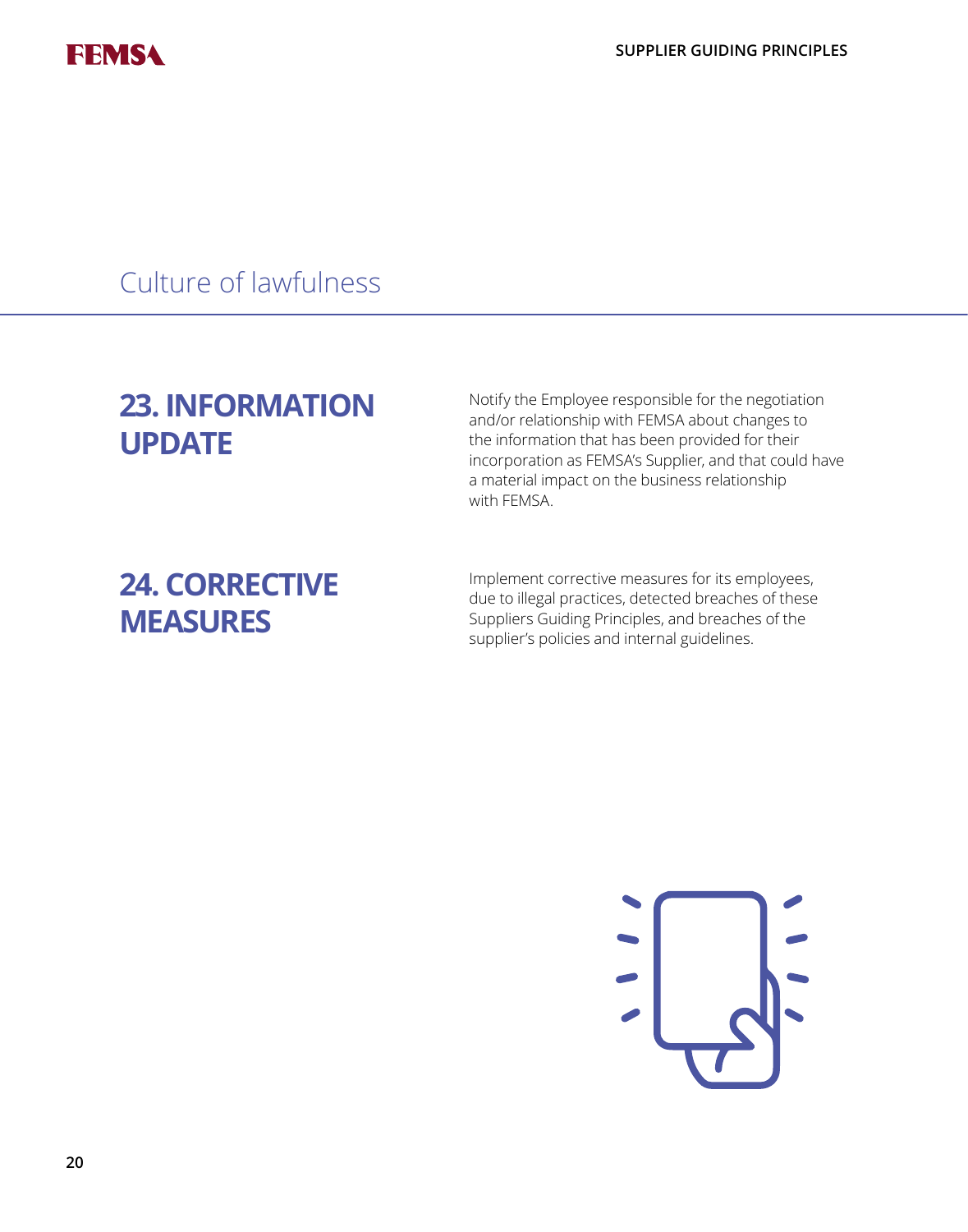## Culture of lawfulness

### 23. INFORMATION UPDATE

Notify the Employee responsible for the negotiation and/or relationship with FEMSA about changes to the information that has been provided for their incorporation as FEMSA's Supplier, and that could have a material impact on the business relationship with FEMSA.

### 24. CORRECTIVE MEASURES

Implement corrective measures for its employees, due to illegal practices, detected breaches of these Suppliers Guiding Principles, and breaches of the supplier's policies and internal guidelines.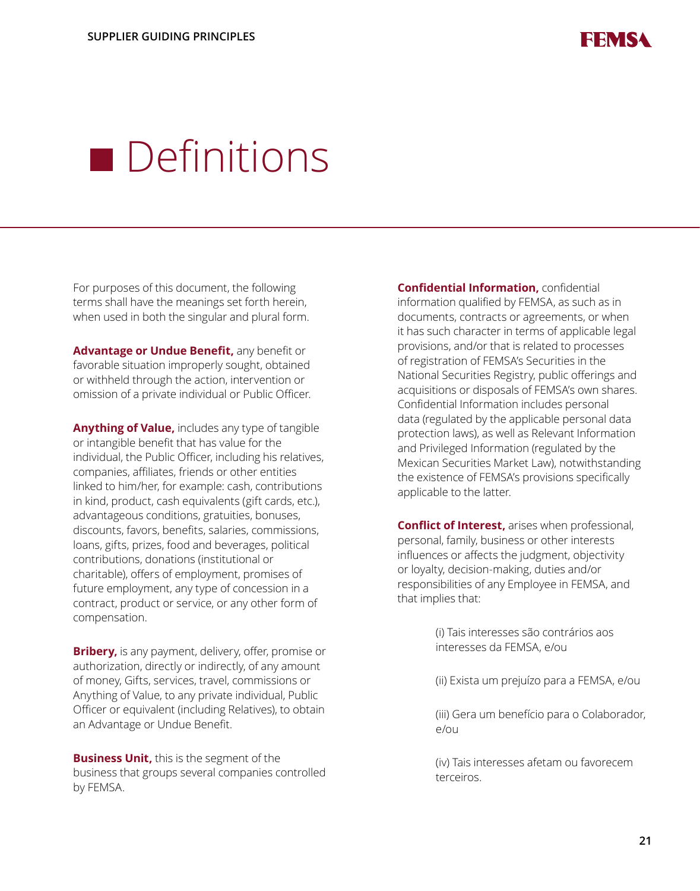# Definitions

For purposes of this document, the following terms shall have the meanings set forth herein, when used in both the singular and plural form.

**Advantage or Undue Benefit,** any benefit or favorable situation improperly sought, obtained or withheld through the action, intervention or omission of a private individual or Public Officer.

**Anything of Value,** includes any type of tangible or intangible benefit that has value for the individual, the Public Officer, including his relatives, companies, affiliates, friends or other entities linked to him/her, for example: cash, contributions in kind, product, cash equivalents (gift cards, etc.), advantageous conditions, gratuities, bonuses, discounts, favors, benefits, salaries, commissions, loans, gifts, prizes, food and beverages, political contributions, donations (institutional or charitable), offers of employment, promises of future employment, any type of concession in a contract, product or service, or any other form of compensation.

**Bribery,** is any payment, delivery, offer, promise or authorization, directly or indirectly, of any amount of money, Gifts, services, travel, commissions or Anything of Value, to any private individual, Public Officer or equivalent (including Relatives), to obtain an Advantage or Undue Benefit.

**Business Unit,** this is the segment of the business that groups several companies controlled by FEMSA.

**Confidential Information,** confidential information qualified by FEMSA, as such as in documents, contracts or agreements, or when it has such character in terms of applicable legal provisions, and/or that is related to processes of registration of FEMSA's Securities in the National Securities Registry, public offerings and acquisitions or disposals of FEMSA's own shares. Confidential Information includes personal data (regulated by the applicable personal data protection laws), as well as Relevant Information and Privileged Information (regulated by the Mexican Securities Market Law), notwithstanding the existence of FEMSA's provisions specifically applicable to the latter.

**Conflict of Interest,** arises when professional, personal, family, business or other interests influences or affects the judgment, objectivity or loyalty, decision-making, duties and/or responsibilities of any Employee in FEMSA, and that implies that:

(i) Tais interesses são contrários aos interesses da FEMSA, e/ou

(ii) Exista um prejuízo para a FEMSA, e/ou

(iii) Gera um benefício para o Colaborador, e/ou

(iv) Tais interesses afetam ou favorecem terceiros.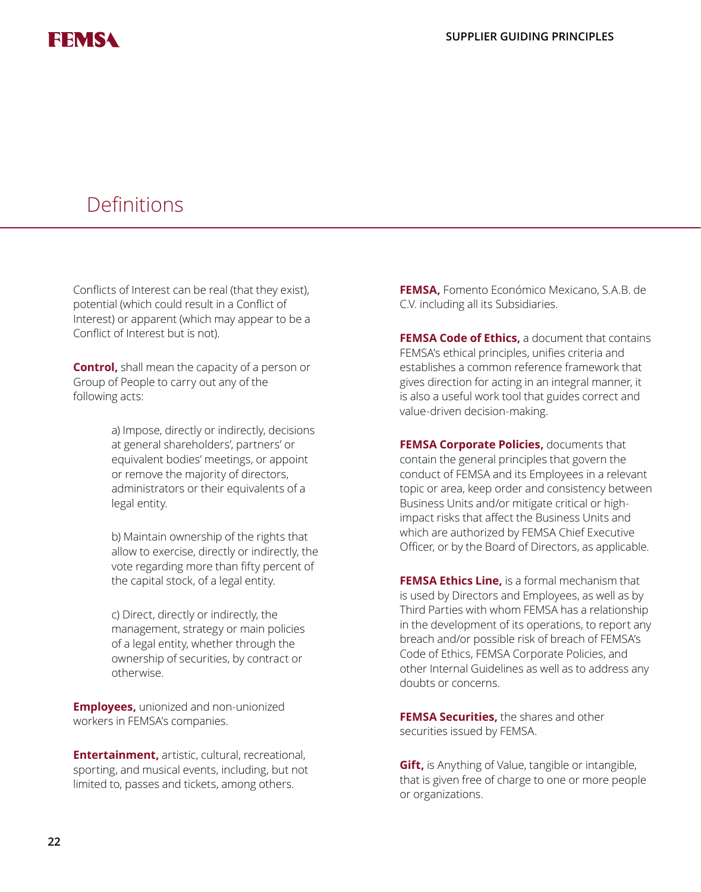## Definitions

Conflicts of Interest can be real (that they exist), potential (which could result in a Conflict of Interest) or apparent (which may appear to be a Conflict of Interest but is not).

**Control,** shall mean the capacity of a person or Group of People to carry out any of the following acts:

> a) Impose, directly or indirectly, decisions at general shareholders', partners' or equivalent bodies' meetings, or appoint or remove the majority of directors, administrators or their equivalents of a legal entity.
>
> b) Maintain ownership of the rights that allow to exercise, directly or indirectly, the vote regarding more than fifty percent of the capital stock, of a legal entity.
>
> c) Direct, directly or indirectly, the management, strategy or main policies of a legal entity, whether through the ownership of securities, by contract or otherwise.

**Employees,** unionized and non-unionized workers in FEMSA's companies.

**Entertainment,** artistic, cultural, recreational, sporting, and musical events, including, but not limited to, passes and tickets, among others.

**FEMSA,** Fomento Económico Mexicano, S.A.B. de C.V. including all its Subsidiaries.

**FEMSA Code of Ethics,** a document that contains FEMSA's ethical principles, unifies criteria and establishes a common reference framework that gives direction for acting in an integral manner, it is also a useful work tool that guides correct and value-driven decision-making.

**FEMSA Corporate Policies,** documents that contain the general principles that govern the conduct of FEMSA and its Employees in a relevant topic or area, keep order and consistency between Business Units and/or mitigate critical or high-impact risks that affect the Business Units and which are authorized by FEMSA Chief Executive Officer, or by the Board of Directors, as applicable.

**FEMSA Ethics Line,** is a formal mechanism that is used by Directors and Employees, as well as by Third Parties with whom FEMSA has a relationship in the development of its operations, to report any breach and/or possible risk of breach of FEMSA's Code of Ethics, FEMSA Corporate Policies, and other Internal Guidelines as well as to address any doubts or concerns.

**FEMSA Securities,** the shares and other securities issued by FEMSA.

**Gift,** is Anything of Value, tangible or intangible, that is given free of charge to one or more people or organizations.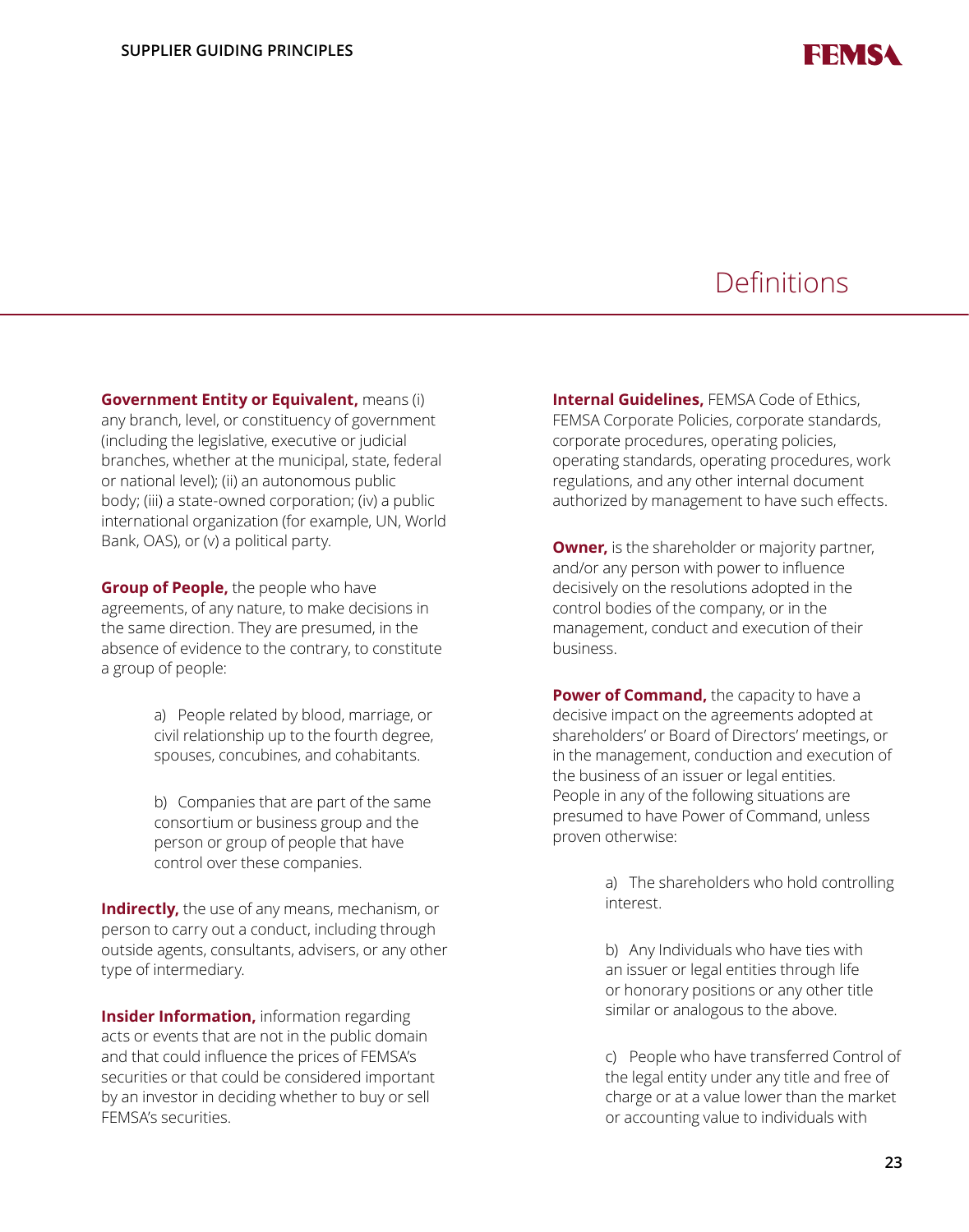# Definitions

**Government Entity or Equivalent,** means (i) any branch, level, or constituency of government (including the legislative, executive or judicial branches, whether at the municipal, state, federal or national level); (ii) an autonomous public body; (iii) a state-owned corporation; (iv) a public international organization (for example, UN, World Bank, OAS), or (v) a political party.

**Group of People,** the people who have agreements, of any nature, to make decisions in the same direction. They are presumed, in the absence of evidence to the contrary, to constitute a group of people:

a) People related by blood, marriage, or civil relationship up to the fourth degree, spouses, concubines, and cohabitants.

b) Companies that are part of the same consortium or business group and the person or group of people that have control over these companies.

**Indirectly,** the use of any means, mechanism, or person to carry out a conduct, including through outside agents, consultants, advisers, or any other type of intermediary.

**Insider Information,** information regarding acts or events that are not in the public domain and that could influence the prices of FEMSA's securities or that could be considered important by an investor in deciding whether to buy or sell FEMSA's securities.

**Internal Guidelines,** FEMSA Code of Ethics, FEMSA Corporate Policies, corporate standards, corporate procedures, operating policies, operating standards, operating procedures, work regulations, and any other internal document authorized by management to have such effects.

**Owner,** is the shareholder or majority partner, and/or any person with power to influence decisively on the resolutions adopted in the control bodies of the company, or in the management, conduct and execution of their business.

**Power of Command,** the capacity to have a decisive impact on the agreements adopted at shareholders' or Board of Directors' meetings, or in the management, conduction and execution of the business of an issuer or legal entities. People in any of the following situations are presumed to have Power of Command, unless proven otherwise:

a) The shareholders who hold controlling interest.

b) Any Individuals who have ties with an issuer or legal entities through life or honorary positions or any other title similar or analogous to the above.

c) People who have transferred Control of the legal entity under any title and free of charge or at a value lower than the market or accounting value to individuals with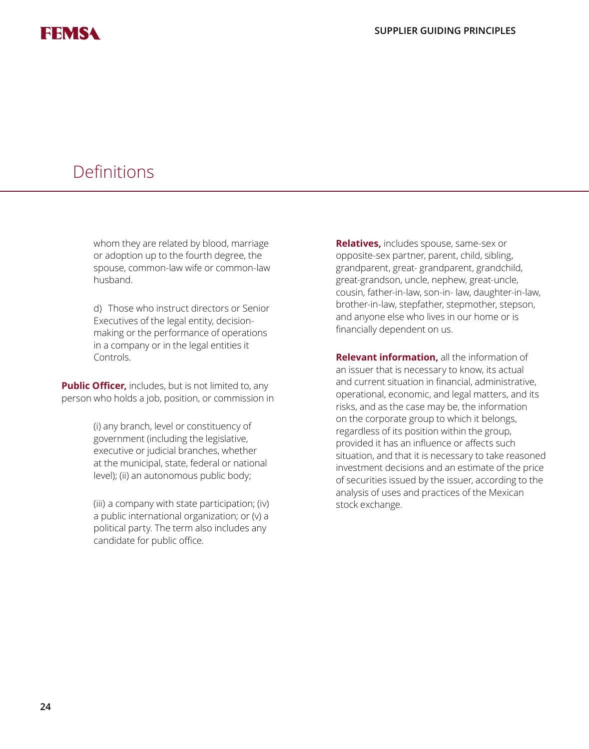# Definitions

whom they are related by blood, marriage or adoption up to the fourth degree, the spouse, common-law wife or common-law husband.

d) Those who instruct directors or Senior Executives of the legal entity, decision-making or the performance of operations in a company or in the legal entities it Controls.

**Public Officer,** includes, but is not limited to, any person who holds a job, position, or commission in

(i) any branch, level or constituency of government (including the legislative, executive or judicial branches, whether at the municipal, state, federal or national level); (ii) an autonomous public body;

(iii) a company with state participation; (iv) a public international organization; or (v) a political party. The term also includes any candidate for public office.

**Relatives,** includes spouse, same-sex or opposite-sex partner, parent, child, sibling, grandparent, great- grandparent, grandchild, great-grandson, uncle, nephew, great-uncle, cousin, father-in-law, son-in- law, daughter-in-law, brother-in-law, stepfather, stepmother, stepson, and anyone else who lives in our home or is financially dependent on us.

**Relevant information,** all the information of an issuer that is necessary to know, its actual and current situation in financial, administrative, operational, economic, and legal matters, and its risks, and as the case may be, the information on the corporate group to which it belongs, regardless of its position within the group, provided it has an influence or affects such situation, and that it is necessary to take reasoned investment decisions and an estimate of the price of securities issued by the issuer, according to the analysis of uses and practices of the Mexican stock exchange.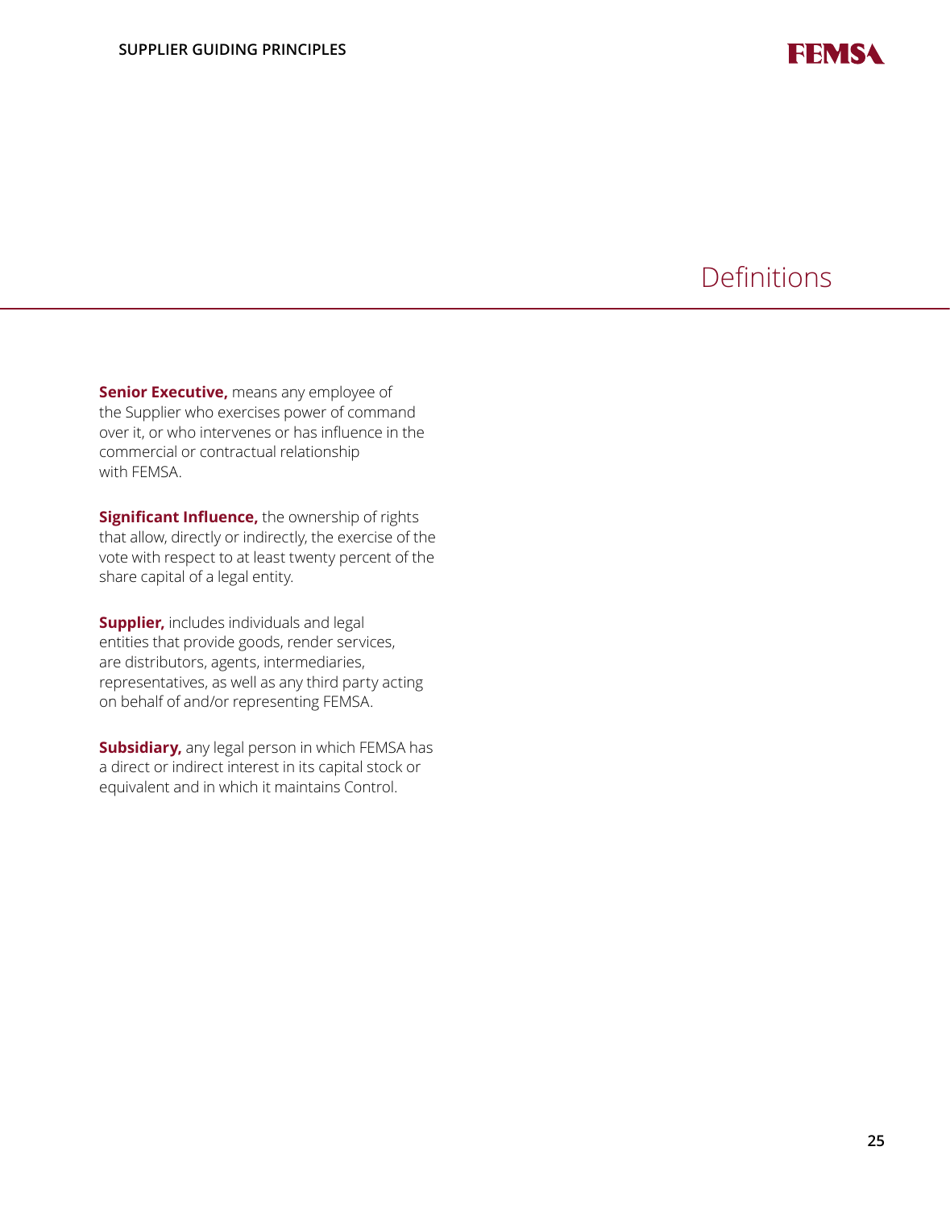# Definitions

**Senior Executive,** means any employee of the Supplier who exercises power of command over it, or who intervenes or has influence in the commercial or contractual relationship with FEMSA.

**Significant Influence,** the ownership of rights that allow, directly or indirectly, the exercise of the vote with respect to at least twenty percent of the share capital of a legal entity.

**Supplier,** includes individuals and legal entities that provide goods, render services, are distributors, agents, intermediaries, representatives, as well as any third party acting on behalf of and/or representing FEMSA.

**Subsidiary,** any legal person in which FEMSA has a direct or indirect interest in its capital stock or equivalent and in which it maintains Control.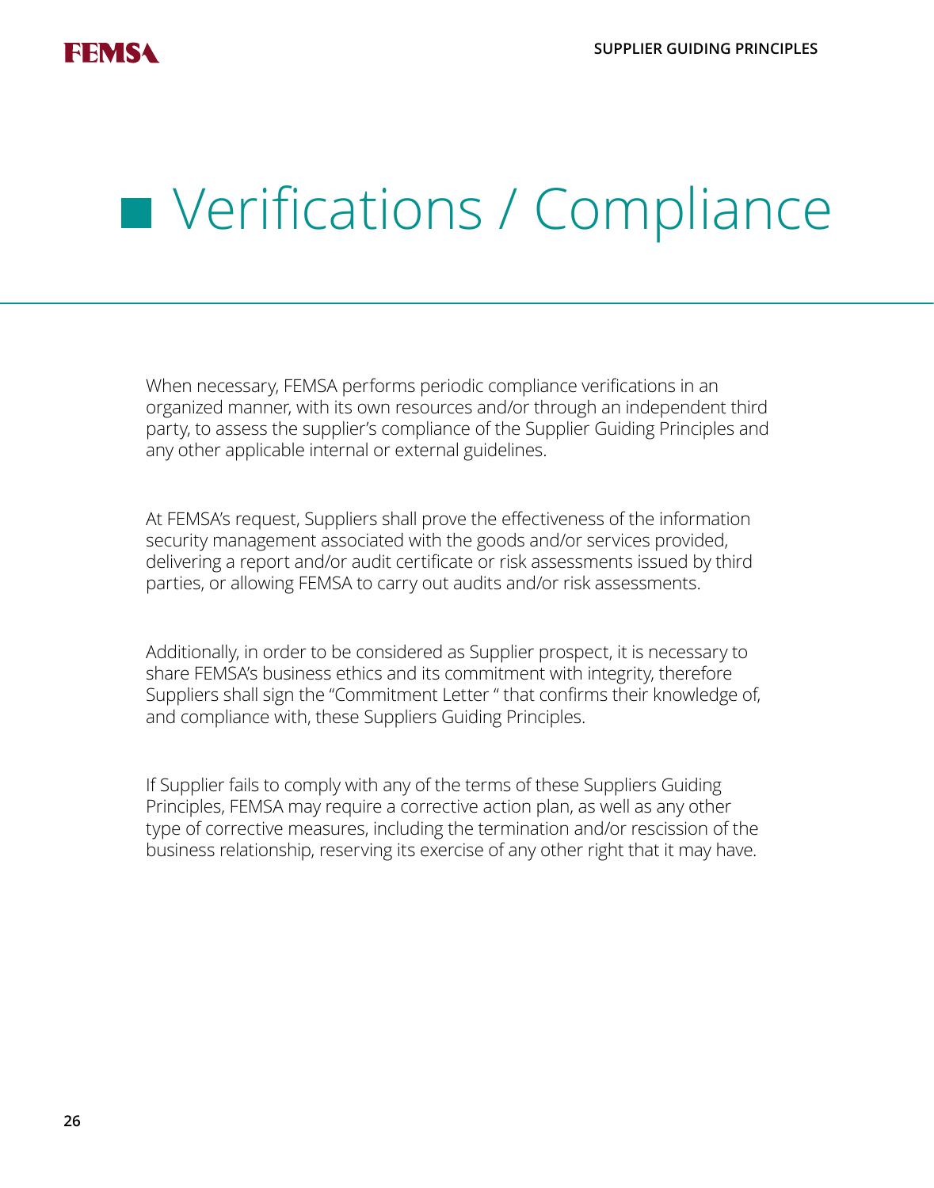# Verifications / Compliance

When necessary, FEMSA performs periodic compliance verifications in an organized manner, with its own resources and/or through an independent third party, to assess the supplier's compliance of the Supplier Guiding Principles and any other applicable internal or external guidelines.

At FEMSA's request, Suppliers shall prove the effectiveness of the information security management associated with the goods and/or services provided, delivering a report and/or audit certificate or risk assessments issued by third parties, or allowing FEMSA to carry out audits and/or risk assessments.

Additionally, in order to be considered as Supplier prospect, it is necessary to share FEMSA's business ethics and its commitment with integrity, therefore Suppliers shall sign the "Commitment Letter " that confirms their knowledge of, and compliance with, these Suppliers Guiding Principles.

If Supplier fails to comply with any of the terms of these Suppliers Guiding Principles, FEMSA may require a corrective action plan, as well as any other type of corrective measures, including the termination and/or rescission of the business relationship, reserving its exercise of any other right that it may have.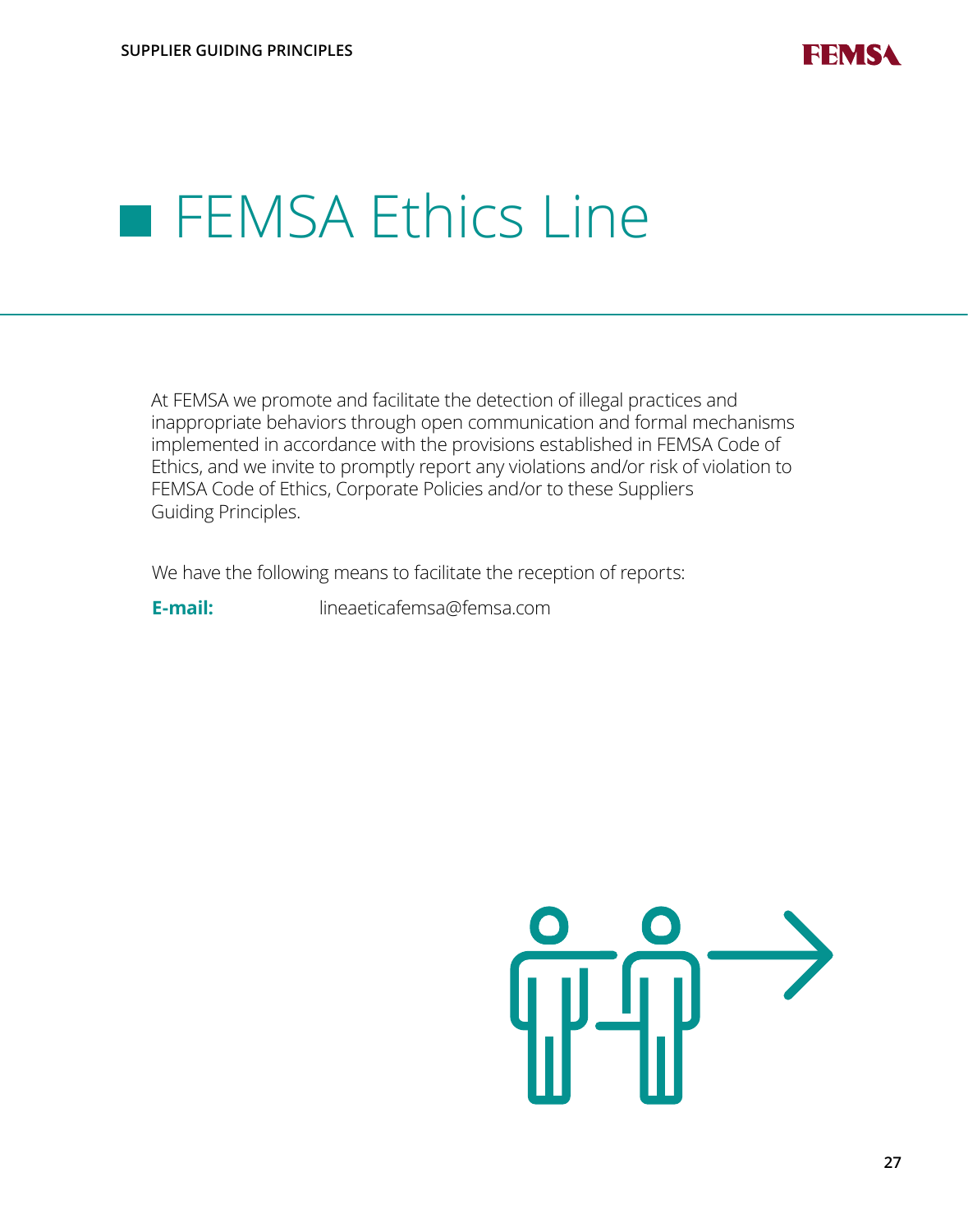# FEMSA Ethics Line

At FEMSA we promote and facilitate the detection of illegal practices and inappropriate behaviors through open communication and formal mechanisms implemented in accordance with the provisions established in FEMSA Code of Ethics, and we invite to promptly report any violations and/or risk of violation to FEMSA Code of Ethics, Corporate Policies and/or to these Suppliers Guiding Principles.

We have the following means to facilitate the reception of reports:

**E-mail:** lineaeticafemsa@femsa.com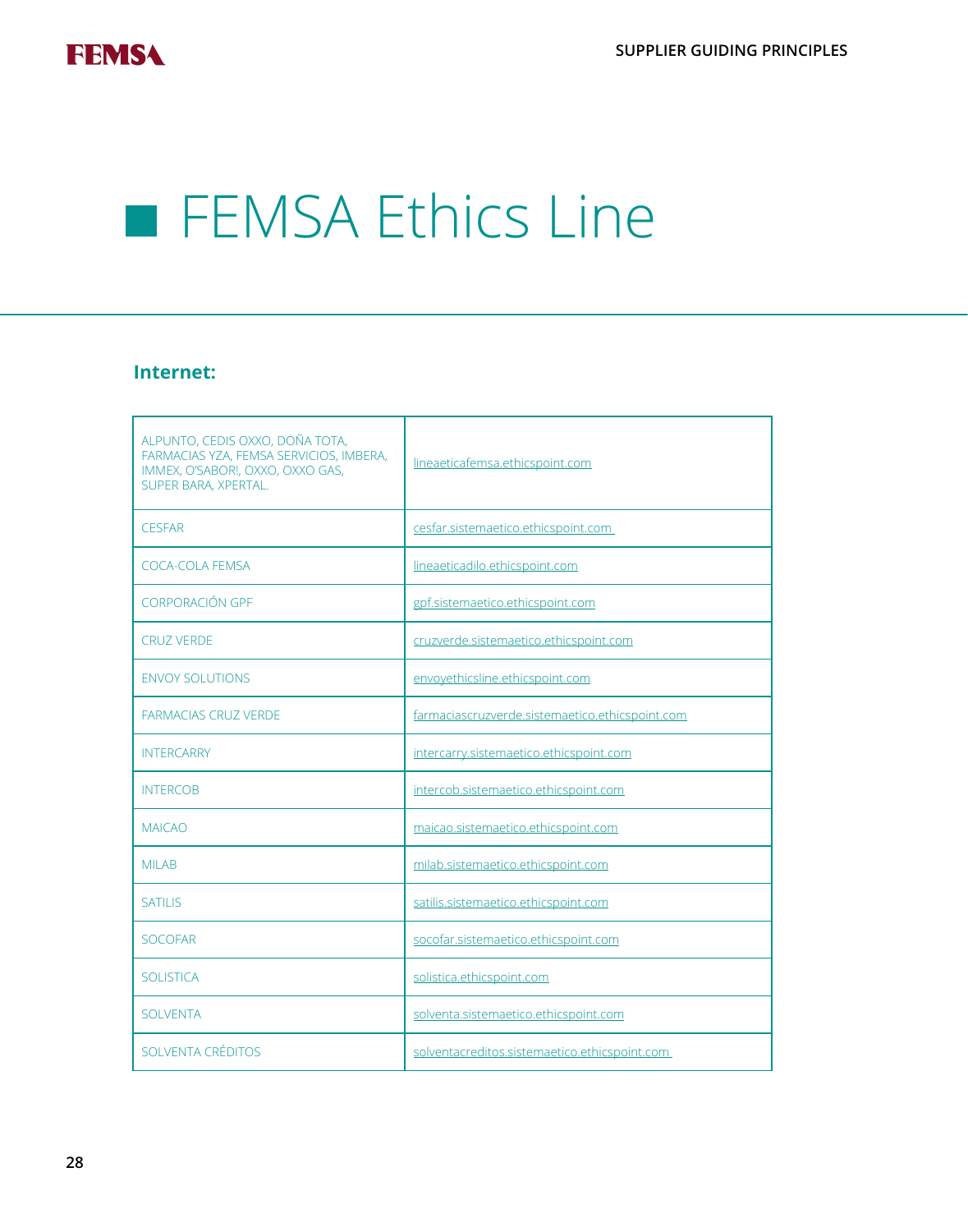# FEMSA Ethics Line

## Internet:

| | |
|---|---|
| ALPUNTO, CEDIS OXXO, DOÑA TOTA, FARMACIAS YZA, FEMSA SERVICIOS, IMBERA, IMMEX, O'SABOR!, OXXO, OXXO GAS, SUPER BARA, XPERTAL. | lineaeticafemsa.ethicspoint.com |
| CESFAR | cesfar.sistemaetico.ethicspoint.com |
| COCA-COLA FEMSA | lineaeticadilo.ethicspoint.com |
| CORPORACIÓN GPF | gpf.sistemaetico.ethicspoint.com |
| CRUZ VERDE | cruzverde.sistemaetico.ethicspoint.com |
| ENVOY SOLUTIONS | envoyethicsline.ethicspoint.com |
| FARMACIAS CRUZ VERDE | farmaciascruzverde.sistemaetico.ethicspoint.com |
| INTERCARRY | intercarry.sistemaetico.ethicspoint.com |
| INTERCOB | intercob.sistemaetico.ethicspoint.com |
| MAICAO | maicao.sistemaetico.ethicspoint.com |
| MILAB | milab.sistemaetico.ethicspoint.com |
| SATILIS | satilis.sistemaetico.ethicspoint.com |
| SOCOFAR | socofar.sistemaetico.ethicspoint.com |
| SOLISTICA | solistica.ethicspoint.com |
| SOLVENTA | solventa.sistemaetico.ethicspoint.com |
| SOLVENTA CRÉDITOS | solventacreditos.sistemaetico.ethicspoint.com |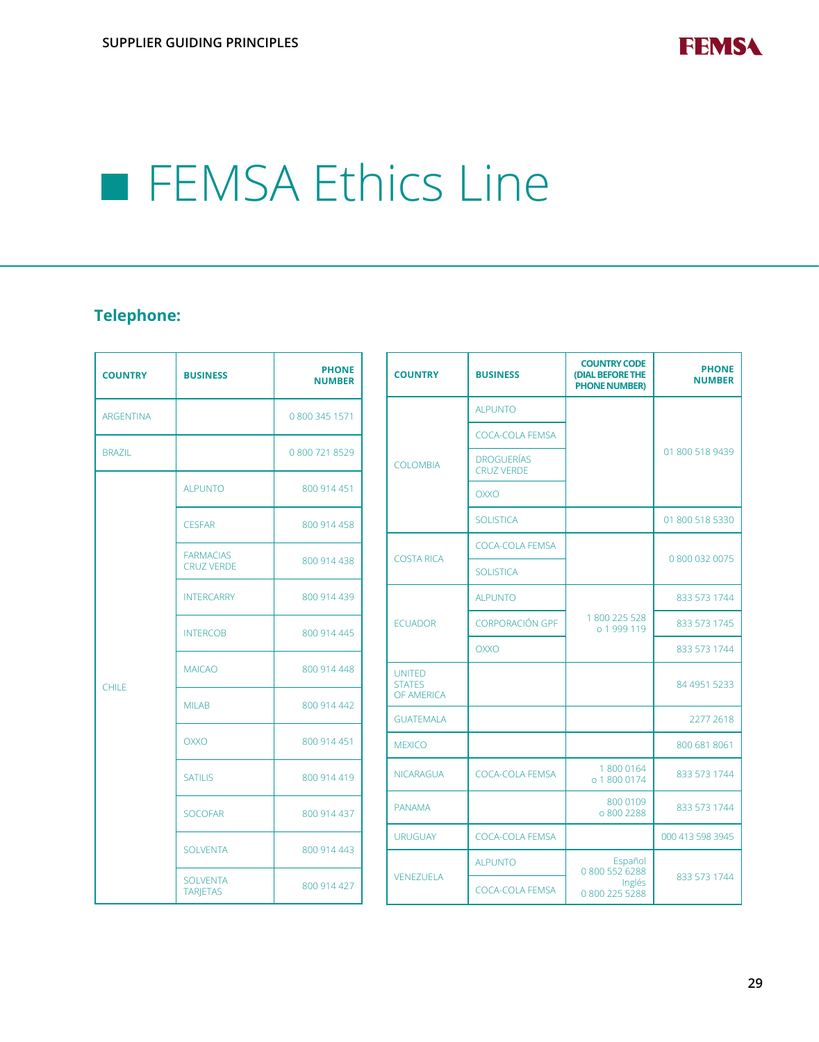# FEMSA Ethics Line

## Telephone:

| COUNTRY | BUSINESS | PHONE NUMBER |
|---|---|---|
| ARGENTINA | | 0 800 345 1571 |
| BRAZIL | | 0 800 721 8529 |
| CHILE | ALPUNTO | 800 914 451 |
| | CESFAR | 800 914 458 |
| | FARMACIAS CRUZ VERDE | 800 914 438 |
| | INTERCARRY | 800 914 439 |
| | INTERCOB | 800 914 445 |
| | MAICAO | 800 914 448 |
| | MILAB | 800 914 442 |
| | OXXO | 800 914 451 |
| | SATILIS | 800 914 419 |
| | SOCOFAR | 800 914 437 |
| | SOLVENTA | 800 914 443 |
| | SOLVENTA TARJETAS | 800 914 427 |

| COUNTRY | BUSINESS | COUNTRY CODE (DIAL BEFORE THE PHONE NUMBER) | PHONE NUMBER |
|---|---|---|---|
| COLOMBIA | ALPUNTO | | 01 800 518 9439 |
| | COCA-COLA FEMSA | | |
| | DROGUERÍAS CRUZ VERDE | | |
| | OXXO | | |
| | SOLISTICA | | 01 800 518 5330 |
| COSTA RICA | COCA-COLA FEMSA | | 0 800 032 0075 |
| | SOLISTICA | | |
| ECUADOR | ALPUNTO | 1 800 225 528 o 1 999 119 | 833 573 1744 |
| | CORPORACIÓN GPF | | 833 573 1745 |
| | OXXO | | 833 573 1744 |
| UNITED STATES OF AMERICA | | | 84 4951 5233 |
| GUATEMALA | | | 2277 2618 |
| MEXICO | | | 800 681 8061 |
| NICARAGUA | COCA-COLA FEMSA | 1 800 0164 o 1 800 0174 | 833 573 1744 |
| PANAMA | | 800 0109 o 800 2288 | 833 573 1744 |
| URUGUAY | COCA-COLA FEMSA | | 000 413 598 3945 |
| VENEZUELA | ALPUNTO | Español 0 800 552 6288 Inglés 0 800 225 5288 | 833 573 1744 |
| | COCA-COLA FEMSA | | |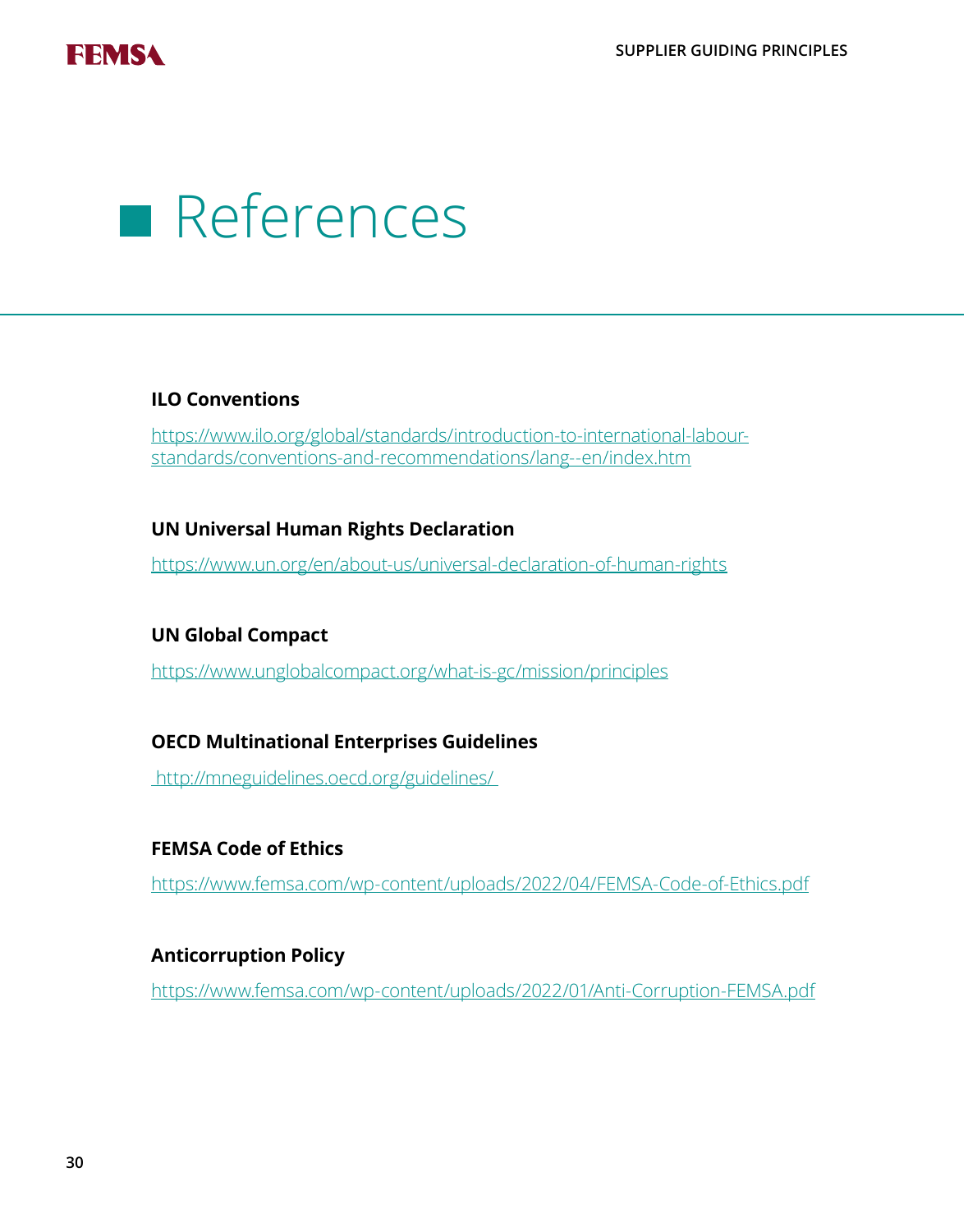# References

**ILO Conventions**

https://www.ilo.org/global/standards/introduction-to-international-labour-standards/conventions-and-recommendations/lang--en/index.htm

**UN Universal Human Rights Declaration**

https://www.un.org/en/about-us/universal-declaration-of-human-rights

**UN Global Compact**

https://www.unglobalcompact.org/what-is-gc/mission/principles

**OECD Multinational Enterprises Guidelines**

http://mneguidelines.oecd.org/guidelines/

**FEMSA Code of Ethics**

https://www.femsa.com/wp-content/uploads/2022/04/FEMSA-Code-of-Ethics.pdf

**Anticorruption Policy**

https://www.femsa.com/wp-content/uploads/2022/01/Anti-Corruption-FEMSA.pdf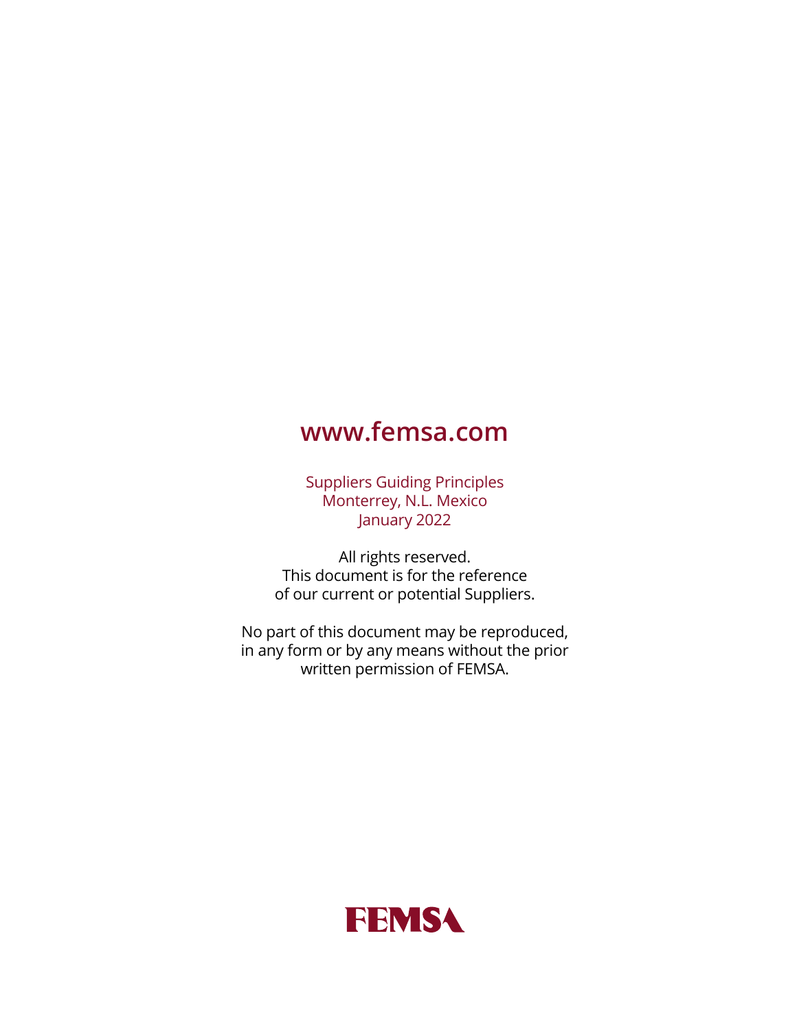**www.femsa.com**

Suppliers Guiding Principles
Monterrey, N.L. Mexico
January 2022

All rights reserved.
This document is for the reference
of our current or potential Suppliers.

No part of this document may be reproduced,
in any form or by any means without the prior
written permission of FEMSA.

FEMSA